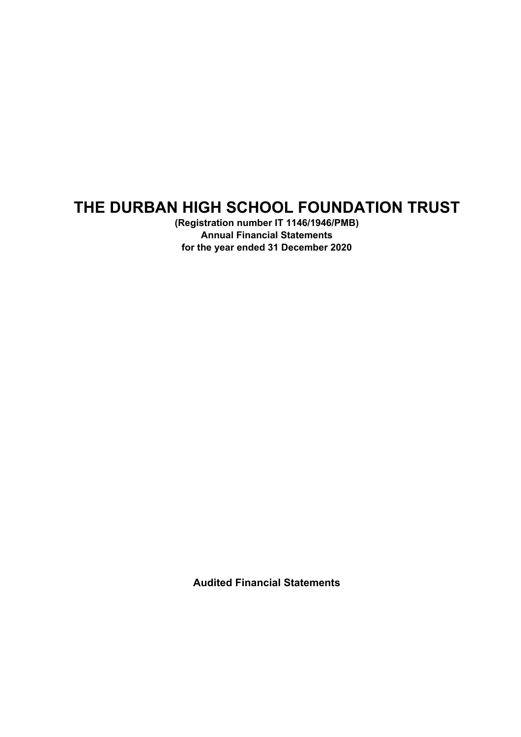# THE DURBAN HIGH SCHOOL FOUNDATION TRUST

**(Registration number IT 1146/1946/PMB)**
**Annual Financial Statements**
**for the year ended 31 December 2020**

**Audited Financial Statements**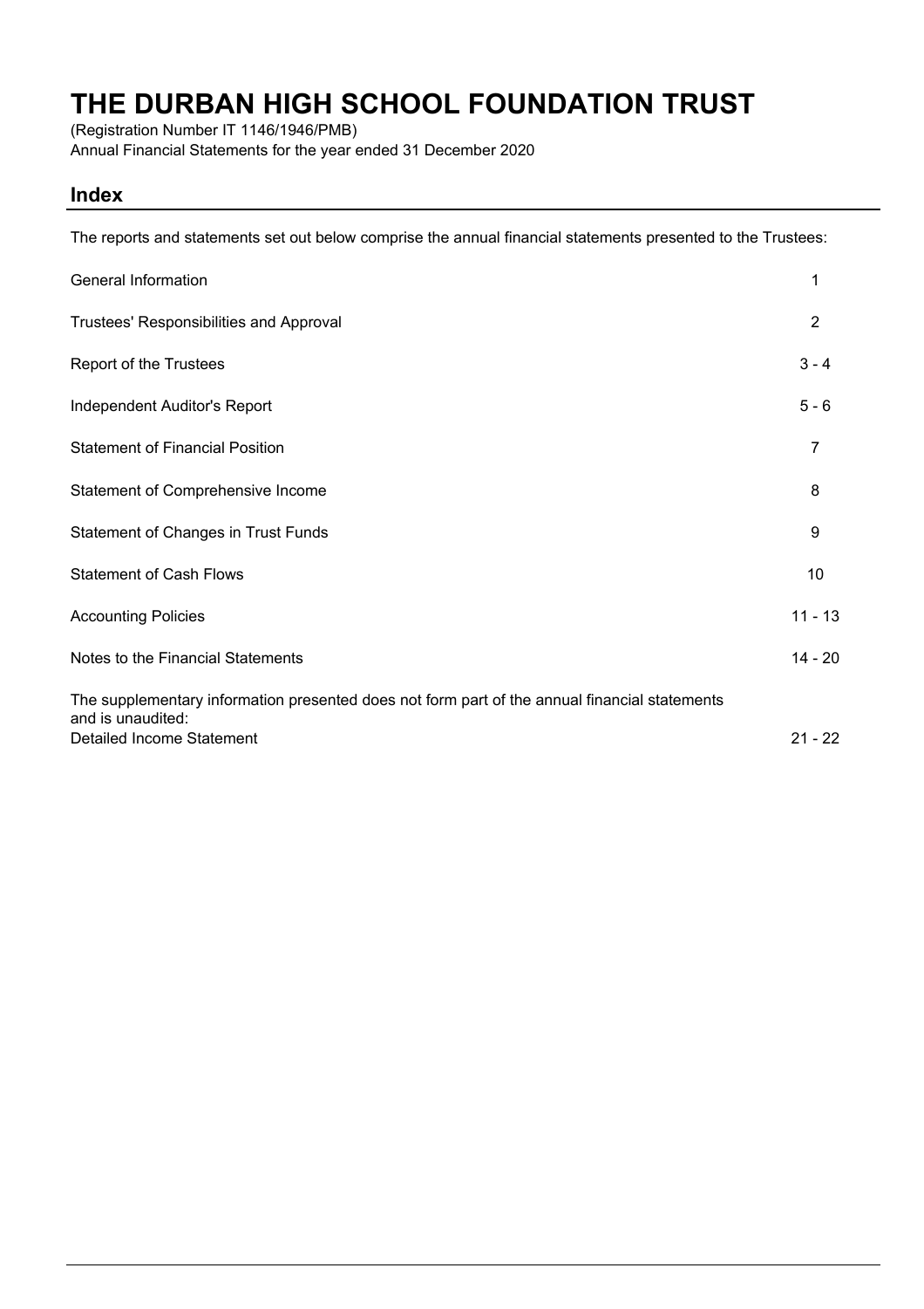# THE DURBAN HIGH SCHOOL FOUNDATION TRUST

(Registration Number IT 1146/1946/PMB)

Annual Financial Statements for the year ended 31 December 2020

## Index

The reports and statements set out below comprise the annual financial statements presented to the Trustees:

| | |
|---|---|
| General Information | 1 |
| Trustees' Responsibilities and Approval | 2 |
| Report of the Trustees | 3 - 4 |
| Independent Auditor's Report | 5 - 6 |
| Statement of Financial Position | 7 |
| Statement of Comprehensive Income | 8 |
| Statement of Changes in Trust Funds | 9 |
| Statement of Cash Flows | 10 |
| Accounting Policies | 11 - 13 |
| Notes to the Financial Statements | 14 - 20 |
| The supplementary information presented does not form part of the annual financial statements and is unaudited: | |
| Detailed Income Statement | 21 - 22 |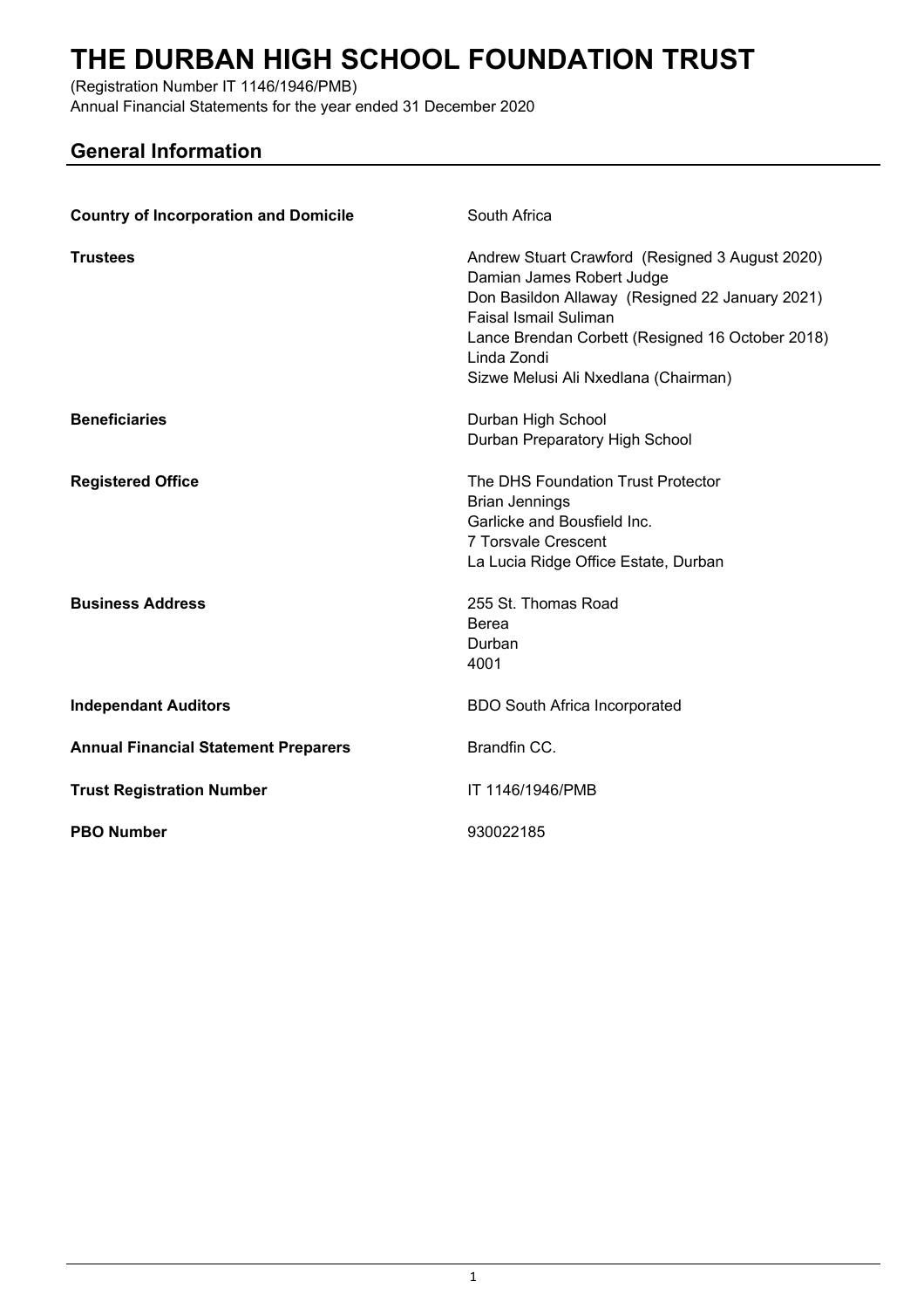# THE DURBAN HIGH SCHOOL FOUNDATION TRUST

(Registration Number IT 1146/1946/PMB)
Annual Financial Statements for the year ended 31 December 2020

## General Information

| | |
|---|---|
| **Country of Incorporation and Domicile** | South Africa |
| **Trustees** | Andrew Stuart Crawford (Resigned 3 August 2020)<br>Damian James Robert Judge<br>Don Basildon Allaway (Resigned 22 January 2021)<br>Faisal Ismail Suliman<br>Lance Brendan Corbett (Resigned 16 October 2018)<br>Linda Zondi<br>Sizwe Melusi Ali Nxedlana (Chairman) |
| **Beneficiaries** | Durban High School<br>Durban Preparatory High School |
| **Registered Office** | The DHS Foundation Trust Protector<br>Brian Jennings<br>Garlicke and Bousfield Inc.<br>7 Torsvale Crescent<br>La Lucia Ridge Office Estate, Durban |
| **Business Address** | 255 St. Thomas Road<br>Berea<br>Durban<br>4001 |
| **Independant Auditors** | BDO South Africa Incorporated |
| **Annual Financial Statement Preparers** | Brandfin CC. |
| **Trust Registration Number** | IT 1146/1946/PMB |
| **PBO Number** | 930022185 |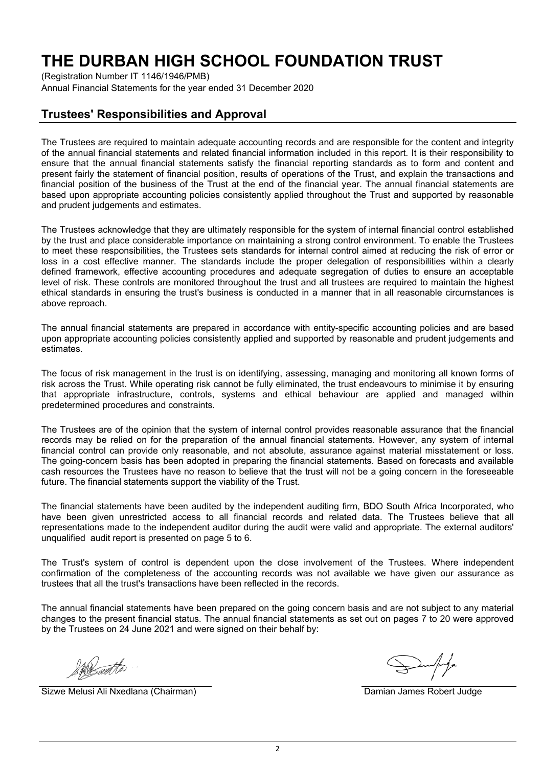# THE DURBAN HIGH SCHOOL FOUNDATION TRUST

(Registration Number IT 1146/1946/PMB)
Annual Financial Statements for the year ended 31 December 2020

## Trustees' Responsibilities and Approval

The Trustees are required to maintain adequate accounting records and are responsible for the content and integrity of the annual financial statements and related financial information included in this report. It is their responsibility to ensure that the annual financial statements satisfy the financial reporting standards as to form and content and present fairly the statement of financial position, results of operations of the Trust, and explain the transactions and financial position of the business of the Trust at the end of the financial year. The annual financial statements are based upon appropriate accounting policies consistently applied throughout the Trust and supported by reasonable and prudent judgements and estimates.

The Trustees acknowledge that they are ultimately responsible for the system of internal financial control established by the trust and place considerable importance on maintaining a strong control environment. To enable the Trustees to meet these responsibilities, the Trustees sets standards for internal control aimed at reducing the risk of error or loss in a cost effective manner. The standards include the proper delegation of responsibilities within a clearly defined framework, effective accounting procedures and adequate segregation of duties to ensure an acceptable level of risk. These controls are monitored throughout the trust and all trustees are required to maintain the highest ethical standards in ensuring the trust's business is conducted in a manner that in all reasonable circumstances is above reproach.

The annual financial statements are prepared in accordance with entity-specific accounting policies and are based upon appropriate accounting policies consistently applied and supported by reasonable and prudent judgements and estimates.

The focus of risk management in the trust is on identifying, assessing, managing and monitoring all known forms of risk across the Trust. While operating risk cannot be fully eliminated, the trust endeavours to minimise it by ensuring that appropriate infrastructure, controls, systems and ethical behaviour are applied and managed within predetermined procedures and constraints.

The Trustees are of the opinion that the system of internal control provides reasonable assurance that the financial records may be relied on for the preparation of the annual financial statements. However, any system of internal financial control can provide only reasonable, and not absolute, assurance against material misstatement or loss. The going-concern basis has been adopted in preparing the financial statements. Based on forecasts and available cash resources the Trustees have no reason to believe that the trust will not be a going concern in the foreseeable future. The financial statements support the viability of the Trust.

The financial statements have been audited by the independent auditing firm, BDO South Africa Incorporated, who have been given unrestricted access to all financial records and related data. The Trustees believe that all representations made to the independent auditor during the audit were valid and appropriate. The external auditors' unqualified audit report is presented on page 5 to 6.

The Trust's system of control is dependent upon the close involvement of the Trustees. Where independent confirmation of the completeness of the accounting records was not available we have given our assurance as trustees that all the trust's transactions have been reflected in the records.

The annual financial statements have been prepared on the going concern basis and are not subject to any material changes to the present financial status. The annual financial statements as set out on pages 7 to 20 were approved by the Trustees on 24 June 2021 and were signed on their behalf by:

Sizwe Melusi Ali Nxedlana (Chairman)

Damian James Robert Judge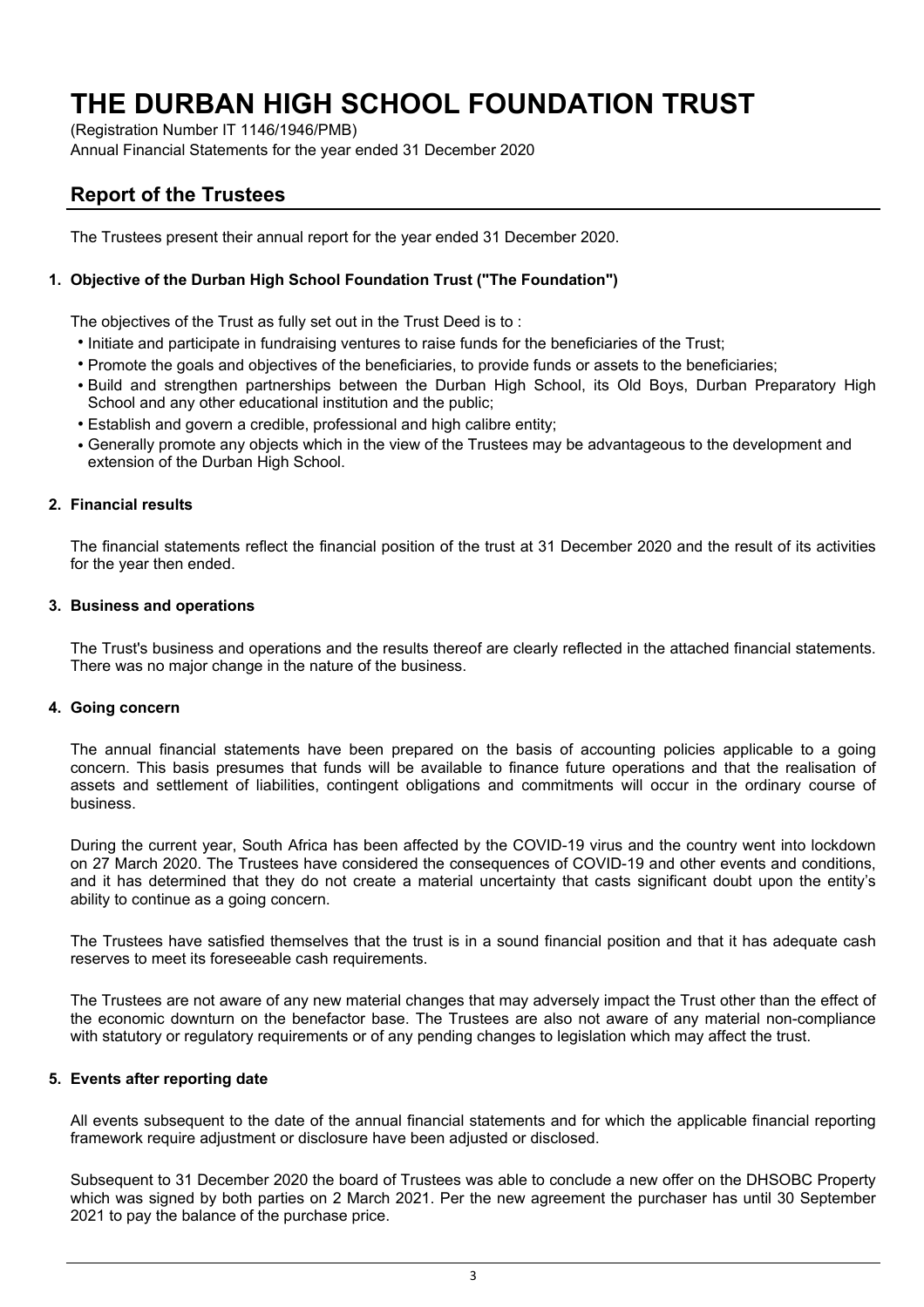# THE DURBAN HIGH SCHOOL FOUNDATION TRUST

(Registration Number IT 1146/1946/PMB)
Annual Financial Statements for the year ended 31 December 2020

## Report of the Trustees

The Trustees present their annual report for the year ended 31 December 2020.

### 1. Objective of the Durban High School Foundation Trust ("The Foundation")

The objectives of the Trust as fully set out in the Trust Deed is to :

- Initiate and participate in fundraising ventures to raise funds for the beneficiaries of the Trust;
- Promote the goals and objectives of the beneficiaries, to provide funds or assets to the beneficiaries;
- Build and strengthen partnerships between the Durban High School, its Old Boys, Durban Preparatory High School and any other educational institution and the public;
- Establish and govern a credible, professional and high calibre entity;
- Generally promote any objects which in the view of the Trustees may be advantageous to the development and extension of the Durban High School.

### 2. Financial results

The financial statements reflect the financial position of the trust at 31 December 2020 and the result of its activities for the year then ended.

### 3. Business and operations

The Trust's business and operations and the results thereof are clearly reflected in the attached financial statements. There was no major change in the nature of the business.

### 4. Going concern

The annual financial statements have been prepared on the basis of accounting policies applicable to a going concern. This basis presumes that funds will be available to finance future operations and that the realisation of assets and settlement of liabilities, contingent obligations and commitments will occur in the ordinary course of business.

During the current year, South Africa has been affected by the COVID-19 virus and the country went into lockdown on 27 March 2020. The Trustees have considered the consequences of COVID-19 and other events and conditions, and it has determined that they do not create a material uncertainty that casts significant doubt upon the entity's ability to continue as a going concern.

The Trustees have satisfied themselves that the trust is in a sound financial position and that it has adequate cash reserves to meet its foreseeable cash requirements.

The Trustees are not aware of any new material changes that may adversely impact the Trust other than the effect of the economic downturn on the benefactor base. The Trustees are also not aware of any material non-compliance with statutory or regulatory requirements or of any pending changes to legislation which may affect the trust.

### 5. Events after reporting date

All events subsequent to the date of the annual financial statements and for which the applicable financial reporting framework require adjustment or disclosure have been adjusted or disclosed.

Subsequent to 31 December 2020 the board of Trustees was able to conclude a new offer on the DHSOBC Property which was signed by both parties on 2 March 2021. Per the new agreement the purchaser has until 30 September 2021 to pay the balance of the purchase price.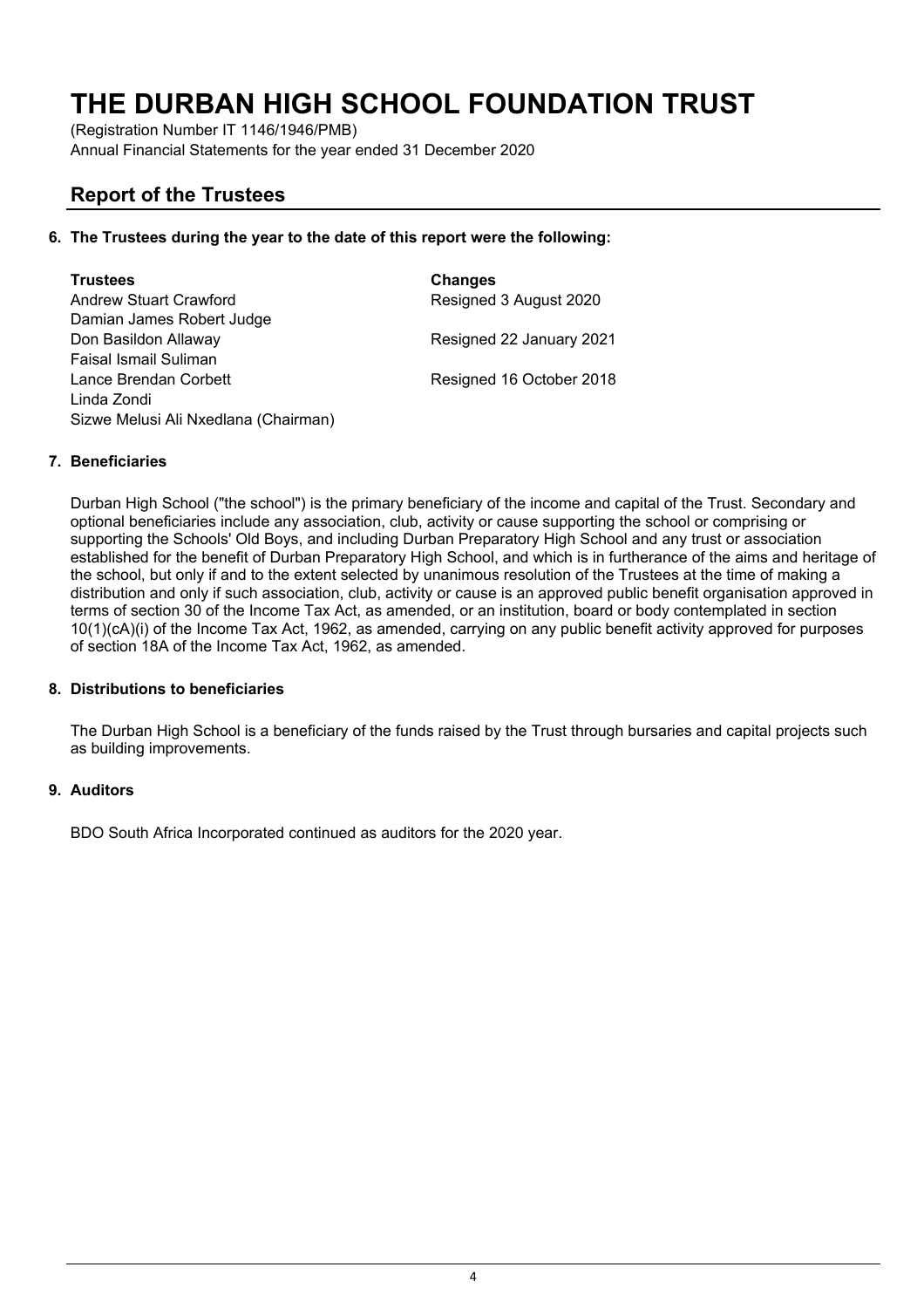# THE DURBAN HIGH SCHOOL FOUNDATION TRUST

(Registration Number IT 1146/1946/PMB)
Annual Financial Statements for the year ended 31 December 2020

## Report of the Trustees

### 6. The Trustees during the year to the date of this report were the following:

| Trustees | Changes |
|---|---|
| Andrew Stuart Crawford | Resigned 3 August 2020 |
| Damian James Robert Judge | |
| Don Basildon Allaway | Resigned 22 January 2021 |
| Faisal Ismail Suliman | |
| Lance Brendan Corbett | Resigned 16 October 2018 |
| Linda Zondi | |
| Sizwe Melusi Ali Nxedlana (Chairman) | |

### 7. Beneficiaries

Durban High School ("the school") is the primary beneficiary of the income and capital of the Trust. Secondary and optional beneficiaries include any association, club, activity or cause supporting the school or comprising or supporting the Schools' Old Boys, and including Durban Preparatory High School and any trust or association established for the benefit of Durban Preparatory High School, and which is in furtherance of the aims and heritage of the school, but only if and to the extent selected by unanimous resolution of the Trustees at the time of making a distribution and only if such association, club, activity or cause is an approved public benefit organisation approved in terms of section 30 of the Income Tax Act, as amended, or an institution, board or body contemplated in section 10(1)(cA)(i) of the Income Tax Act, 1962, as amended, carrying on any public benefit activity approved for purposes of section 18A of the Income Tax Act, 1962, as amended.

### 8. Distributions to beneficiaries

The Durban High School is a beneficiary of the funds raised by the Trust through bursaries and capital projects such as building improvements.

### 9. Auditors

BDO South Africa Incorporated continued as auditors for the 2020 year.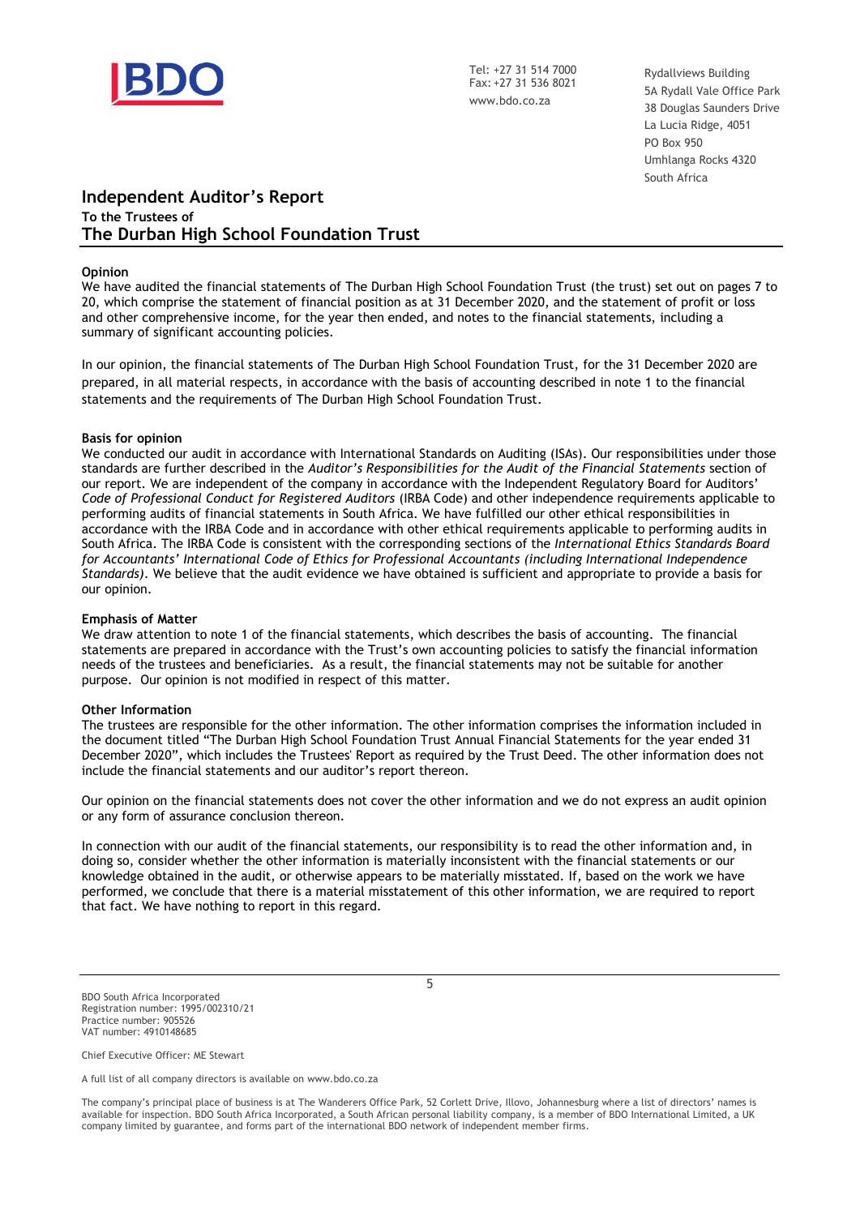BDO

Tel: +27 31 514 7000
Fax: +27 31 536 8021
www.bdo.co.za

Rydallviews Building
5A Rydall Vale Office Park
38 Douglas Saunders Drive
La Lucia Ridge, 4051
PO Box 950
Umhlanga Rocks 4320
South Africa

# Independent Auditor's Report

**To the Trustees of**

## The Durban High School Foundation Trust

**Opinion**

We have audited the financial statements of The Durban High School Foundation Trust (the trust) set out on pages 7 to 20, which comprise the statement of financial position as at 31 December 2020, and the statement of profit or loss and other comprehensive income, for the year then ended, and notes to the financial statements, including a summary of significant accounting policies.

In our opinion, the financial statements of The Durban High School Foundation Trust, for the 31 December 2020 are prepared, in all material respects, in accordance with the basis of accounting described in note 1 to the financial statements and the requirements of The Durban High School Foundation Trust.

**Basis for opinion**

We conducted our audit in accordance with International Standards on Auditing (ISAs). Our responsibilities under those standards are further described in the *Auditor's Responsibilities for the Audit of the Financial Statements* section of our report. We are independent of the company in accordance with the Independent Regulatory Board for Auditors' *Code of Professional Conduct for Registered Auditors* (IRBA Code) and other independence requirements applicable to performing audits of financial statements in South Africa. We have fulfilled our other ethical responsibilities in accordance with the IRBA Code and in accordance with other ethical requirements applicable to performing audits in South Africa. The IRBA Code is consistent with the corresponding sections of the *International Ethics Standards Board for Accountants' International Code of Ethics for Professional Accountants (including International Independence Standards)*. We believe that the audit evidence we have obtained is sufficient and appropriate to provide a basis for our opinion.

**Emphasis of Matter**

We draw attention to note 1 of the financial statements, which describes the basis of accounting. The financial statements are prepared in accordance with the Trust's own accounting policies to satisfy the financial information needs of the trustees and beneficiaries. As a result, the financial statements may not be suitable for another purpose. Our opinion is not modified in respect of this matter.

**Other Information**

The trustees are responsible for the other information. The other information comprises the information included in the document titled "The Durban High School Foundation Trust Annual Financial Statements for the year ended 31 December 2020", which includes the Trustees' Report as required by the Trust Deed. The other information does not include the financial statements and our auditor's report thereon.

Our opinion on the financial statements does not cover the other information and we do not express an audit opinion or any form of assurance conclusion thereon.

In connection with our audit of the financial statements, our responsibility is to read the other information and, in doing so, consider whether the other information is materially inconsistent with the financial statements or our knowledge obtained in the audit, or otherwise appears to be materially misstated. If, based on the work we have performed, we conclude that there is a material misstatement of this other information, we are required to report that fact. We have nothing to report in this regard.

BDO South Africa Incorporated
Registration number: 1995/002310/21
Practice number: 905526
VAT number: 4910148685

Chief Executive Officer: ME Stewart

A full list of all company directors is available on www.bdo.co.za

The company's principal place of business is at The Wanderers Office Park, 52 Corlett Drive, Illovo, Johannesburg where a list of directors' names is available for inspection. BDO South Africa Incorporated, a South African personal liability company, is a member of BDO International Limited, a UK company limited by guarantee, and forms part of the international BDO network of independent member firms.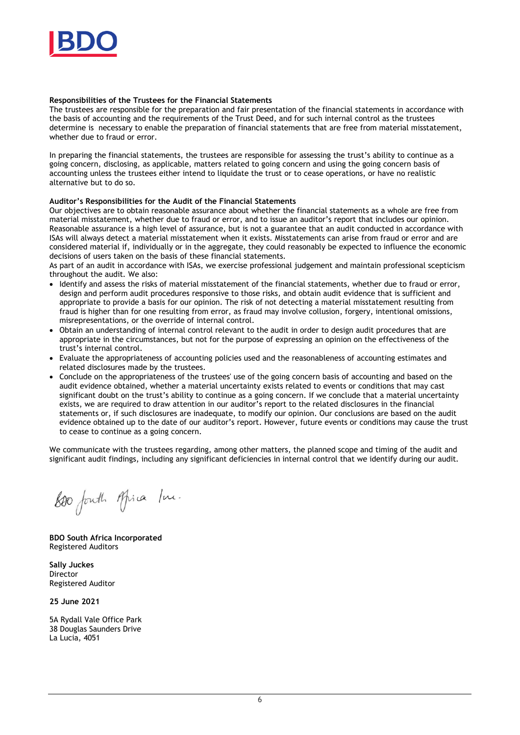**Responsibilities of the Trustees for the Financial Statements**

The trustees are responsible for the preparation and fair presentation of the financial statements in accordance with the basis of accounting and the requirements of the Trust Deed, and for such internal control as the trustees determine is necessary to enable the preparation of financial statements that are free from material misstatement, whether due to fraud or error.

In preparing the financial statements, the trustees are responsible for assessing the trust's ability to continue as a going concern, disclosing, as applicable, matters related to going concern and using the going concern basis of accounting unless the trustees either intend to liquidate the trust or to cease operations, or have no realistic alternative but to do so.

**Auditor's Responsibilities for the Audit of the Financial Statements**

Our objectives are to obtain reasonable assurance about whether the financial statements as a whole are free from material misstatement, whether due to fraud or error, and to issue an auditor's report that includes our opinion. Reasonable assurance is a high level of assurance, but is not a guarantee that an audit conducted in accordance with ISAs will always detect a material misstatement when it exists. Misstatements can arise from fraud or error and are considered material if, individually or in the aggregate, they could reasonably be expected to influence the economic decisions of users taken on the basis of these financial statements.

As part of an audit in accordance with ISAs, we exercise professional judgement and maintain professional scepticism throughout the audit. We also:

- Identify and assess the risks of material misstatement of the financial statements, whether due to fraud or error, design and perform audit procedures responsive to those risks, and obtain audit evidence that is sufficient and appropriate to provide a basis for our opinion. The risk of not detecting a material misstatement resulting from fraud is higher than for one resulting from error, as fraud may involve collusion, forgery, intentional omissions, misrepresentations, or the override of internal control.
- Obtain an understanding of internal control relevant to the audit in order to design audit procedures that are appropriate in the circumstances, but not for the purpose of expressing an opinion on the effectiveness of the trust's internal control.
- Evaluate the appropriateness of accounting policies used and the reasonableness of accounting estimates and related disclosures made by the trustees.
- Conclude on the appropriateness of the trustees' use of the going concern basis of accounting and based on the audit evidence obtained, whether a material uncertainty exists related to events or conditions that may cast significant doubt on the trust's ability to continue as a going concern. If we conclude that a material uncertainty exists, we are required to draw attention in our auditor's report to the related disclosures in the financial statements or, if such disclosures are inadequate, to modify our opinion. Our conclusions are based on the audit evidence obtained up to the date of our auditor's report. However, future events or conditions may cause the trust to cease to continue as a going concern.

We communicate with the trustees regarding, among other matters, the planned scope and timing of the audit and significant audit findings, including any significant deficiencies in internal control that we identify during our audit.

BDO South Africa Inc.

**BDO South Africa Incorporated**
Registered Auditors

**Sally Juckes**
Director
Registered Auditor

**25 June 2021**

5A Rydall Vale Office Park
38 Douglas Saunders Drive
La Lucia, 4051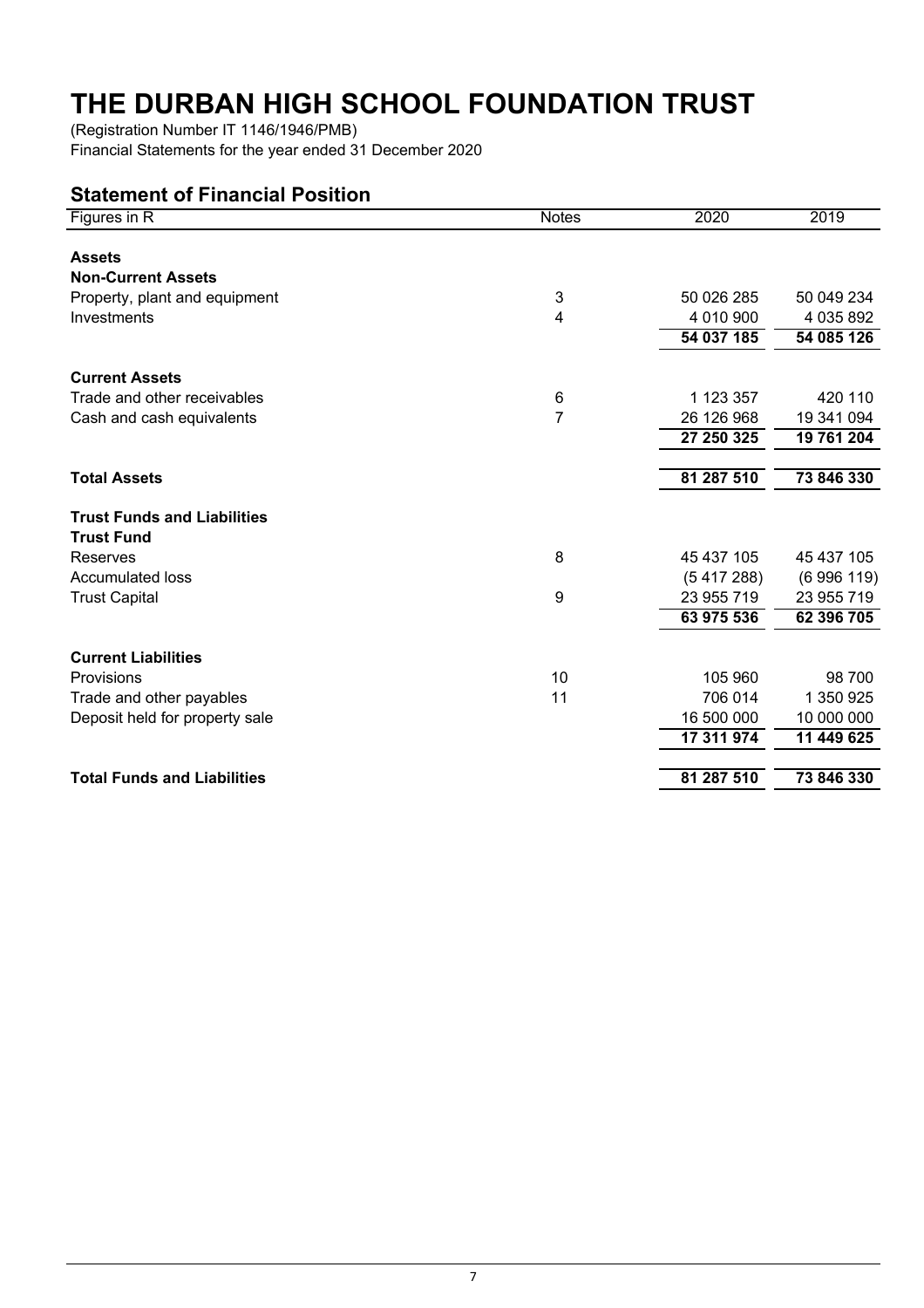# THE DURBAN HIGH SCHOOL FOUNDATION TRUST

(Registration Number IT 1146/1946/PMB)
Financial Statements for the year ended 31 December 2020

## Statement of Financial Position

| Figures in R | Notes | 2020 | 2019 |
|---|---|---|---|
| **Assets** | | | |
| **Non-Current Assets** | | | |
| Property, plant and equipment | 3 | 50 026 285 | 50 049 234 |
| Investments | 4 | 4 010 900 | 4 035 892 |
| | | **54 037 185** | **54 085 126** |
| **Current Assets** | | | |
| Trade and other receivables | 6 | 1 123 357 | 420 110 |
| Cash and cash equivalents | 7 | 26 126 968 | 19 341 094 |
| | | **27 250 325** | **19 761 204** |
| **Total Assets** | | **81 287 510** | **73 846 330** |
| **Trust Funds and Liabilities** | | | |
| **Trust Fund** | | | |
| Reserves | 8 | 45 437 105 | 45 437 105 |
| Accumulated loss | | (5 417 288) | (6 996 119) |
| Trust Capital | 9 | 23 955 719 | 23 955 719 |
| | | **63 975 536** | **62 396 705** |
| **Current Liabilities** | | | |
| Provisions | 10 | 105 960 | 98 700 |
| Trade and other payables | 11 | 706 014 | 1 350 925 |
| Deposit held for property sale | | 16 500 000 | 10 000 000 |
| | | **17 311 974** | **11 449 625** |
| **Total Funds and Liabilities** | | **81 287 510** | **73 846 330** |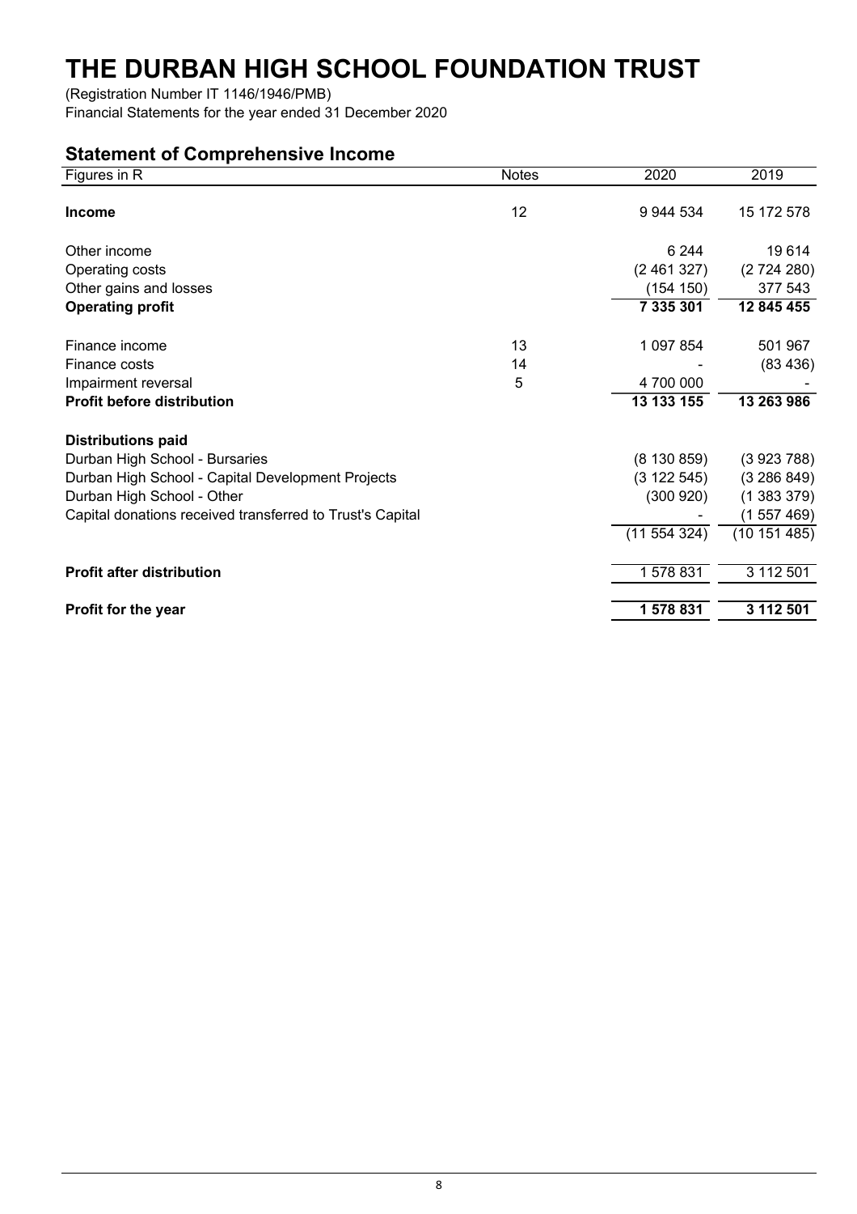# THE DURBAN HIGH SCHOOL FOUNDATION TRUST

(Registration Number IT 1146/1946/PMB)
Financial Statements for the year ended 31 December 2020

## Statement of Comprehensive Income

| Figures in R | Notes | 2020 | 2019 |
|---|---|---|---|
| **Income** | 12 | 9 944 534 | 15 172 578 |
| Other income | | 6 244 | 19 614 |
| Operating costs | | (2 461 327) | (2 724 280) |
| Other gains and losses | | (154 150) | 377 543 |
| **Operating profit** | | **7 335 301** | **12 845 455** |
| Finance income | 13 | 1 097 854 | 501 967 |
| Finance costs | 14 | - | (83 436) |
| Impairment reversal | 5 | 4 700 000 | - |
| **Profit before distribution** | | **13 133 155** | **13 263 986** |
| **Distributions paid** | | | |
| Durban High School - Bursaries | | (8 130 859) | (3 923 788) |
| Durban High School - Capital Development Projects | | (3 122 545) | (3 286 849) |
| Durban High School - Other | | (300 920) | (1 383 379) |
| Capital donations received transferred to Trust's Capital | | - | (1 557 469) |
| | | (11 554 324) | (10 151 485) |
| **Profit after distribution** | | 1 578 831 | 3 112 501 |
| **Profit for the year** | | **1 578 831** | **3 112 501** |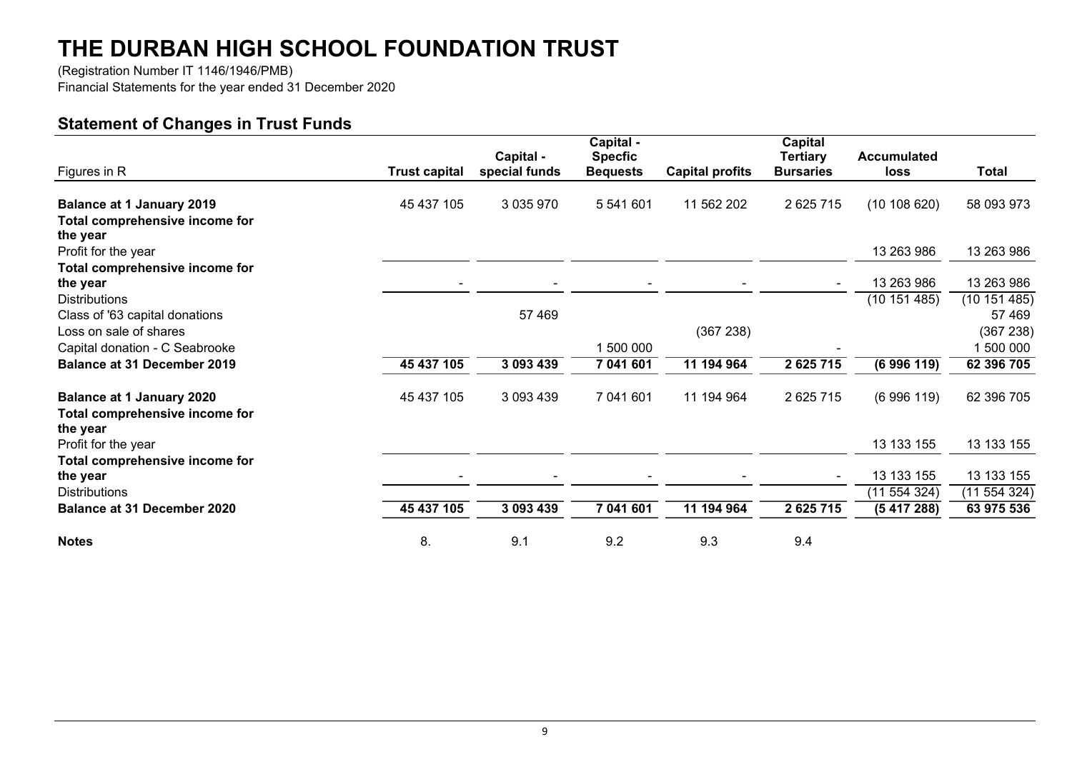# THE DURBAN HIGH SCHOOL FOUNDATION TRUST

(Registration Number IT 1146/1946/PMB)
Financial Statements for the year ended 31 December 2020

## Statement of Changes in Trust Funds

| Figures in R | Trust capital | Capital - special funds | Capital - Specfic Bequests | Capital profits | Capital Tertiary Bursaries | Accumulated loss | Total |
|---|---|---|---|---|---|---|---|
| **Balance at 1 January 2019** | 45 437 105 | 3 035 970 | 5 541 601 | 11 562 202 | 2 625 715 | (10 108 620) | 58 093 973 |
| **Total comprehensive income for the year** | | | | | | | |
| Profit for the year | | | | | | 13 263 986 | 13 263 986 |
| **Total comprehensive income for the year** | - | - | - | - | - | 13 263 986 | 13 263 986 |
| Distributions | | | | | | (10 151 485) | (10 151 485) |
| Class of '63 capital donations | | 57 469 | | | | | 57 469 |
| Loss on sale of shares | | | | (367 238) | | | (367 238) |
| Capital donation - C Seabrooke | | | 1 500 000 | | - | | 1 500 000 |
| **Balance at 31 December 2019** | **45 437 105** | **3 093 439** | **7 041 601** | **11 194 964** | **2 625 715** | **(6 996 119)** | **62 396 705** |
| **Balance at 1 January 2020** | 45 437 105 | 3 093 439 | 7 041 601 | 11 194 964 | 2 625 715 | (6 996 119) | 62 396 705 |
| **Total comprehensive income for the year** | | | | | | | |
| Profit for the year | | | | | | 13 133 155 | 13 133 155 |
| **Total comprehensive income for the year** | - | - | - | - | - | 13 133 155 | 13 133 155 |
| Distributions | | | | | | (11 554 324) | (11 554 324) |
| **Balance at 31 December 2020** | **45 437 105** | **3 093 439** | **7 041 601** | **11 194 964** | **2 625 715** | **(5 417 288)** | **63 975 536** |
| **Notes** | 8. | 9.1 | 9.2 | 9.3 | 9.4 | | |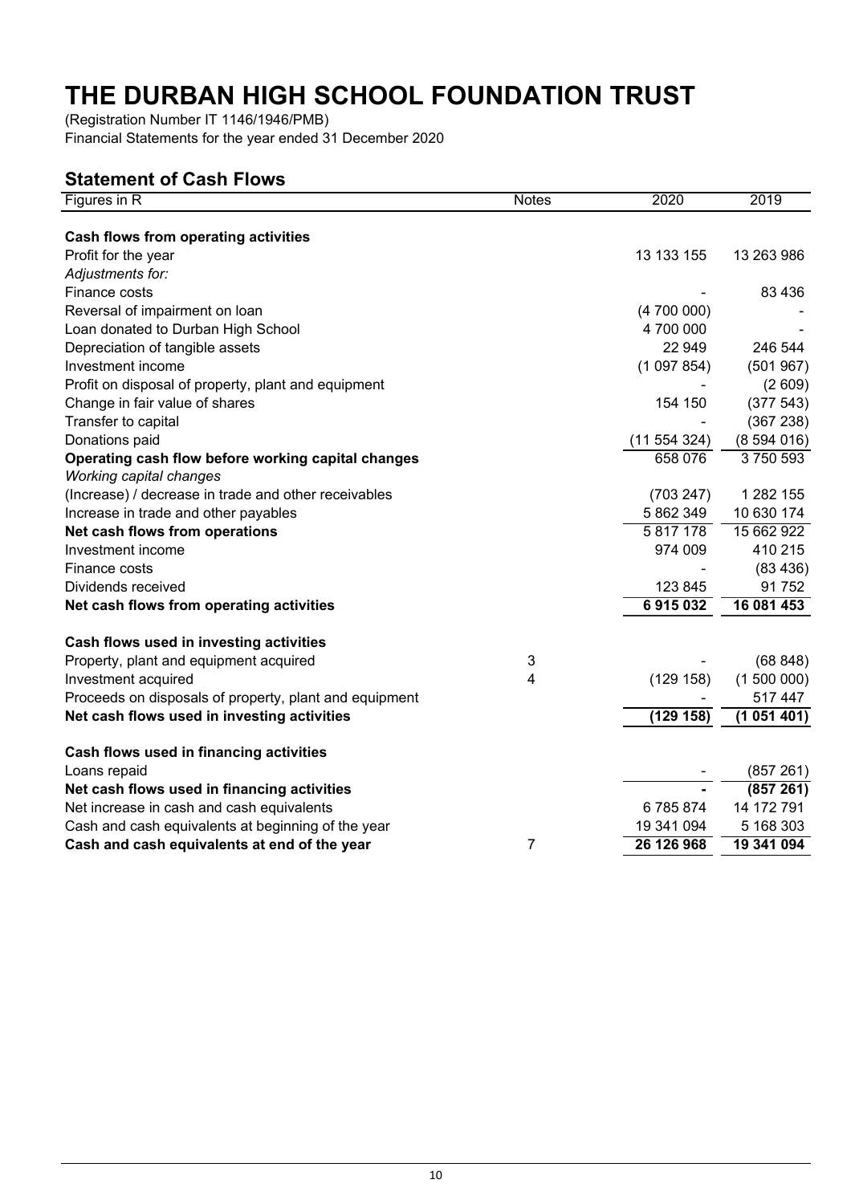# THE DURBAN HIGH SCHOOL FOUNDATION TRUST

(Registration Number IT 1146/1946/PMB)
Financial Statements for the year ended 31 December 2020

## Statement of Cash Flows

| Figures in R | Notes | 2020 | 2019 |
|---|---|---|---|
| **Cash flows from operating activities** | | | |
| Profit for the year | | 13 133 155 | 13 263 986 |
| *Adjustments for:* | | | |
| Finance costs | | - | 83 436 |
| Reversal of impairment on loan | | (4 700 000) | - |
| Loan donated to Durban High School | | 4 700 000 | - |
| Depreciation of tangible assets | | 22 949 | 246 544 |
| Investment income | | (1 097 854) | (501 967) |
| Profit on disposal of property, plant and equipment | | - | (2 609) |
| Change in fair value of shares | | 154 150 | (377 543) |
| Transfer to capital | | - | (367 238) |
| Donations paid | | (11 554 324) | (8 594 016) |
| **Operating cash flow before working capital changes** | | 658 076 | 3 750 593 |
| *Working capital changes* | | | |
| (Increase) / decrease in trade and other receivables | | (703 247) | 1 282 155 |
| Increase in trade and other payables | | 5 862 349 | 10 630 174 |
| **Net cash flows from operations** | | 5 817 178 | 15 662 922 |
| Investment income | | 974 009 | 410 215 |
| Finance costs | | - | (83 436) |
| Dividends received | | 123 845 | 91 752 |
| **Net cash flows from operating activities** | | **6 915 032** | **16 081 453** |
| | | | |
| **Cash flows used in investing activities** | | | |
| Property, plant and equipment acquired | 3 | - | (68 848) |
| Investment acquired | 4 | (129 158) | (1 500 000) |
| Proceeds on disposals of property, plant and equipment | | - | 517 447 |
| **Net cash flows used in investing activities** | | **(129 158)** | **(1 051 401)** |
| | | | |
| **Cash flows used in financing activities** | | | |
| Loans repaid | | - | (857 261) |
| **Net cash flows used in financing activities** | | **-** | **(857 261)** |
| Net increase in cash and cash equivalents | | 6 785 874 | 14 172 791 |
| Cash and cash equivalents at beginning of the year | | 19 341 094 | 5 168 303 |
| **Cash and cash equivalents at end of the year** | 7 | **26 126 968** | **19 341 094** |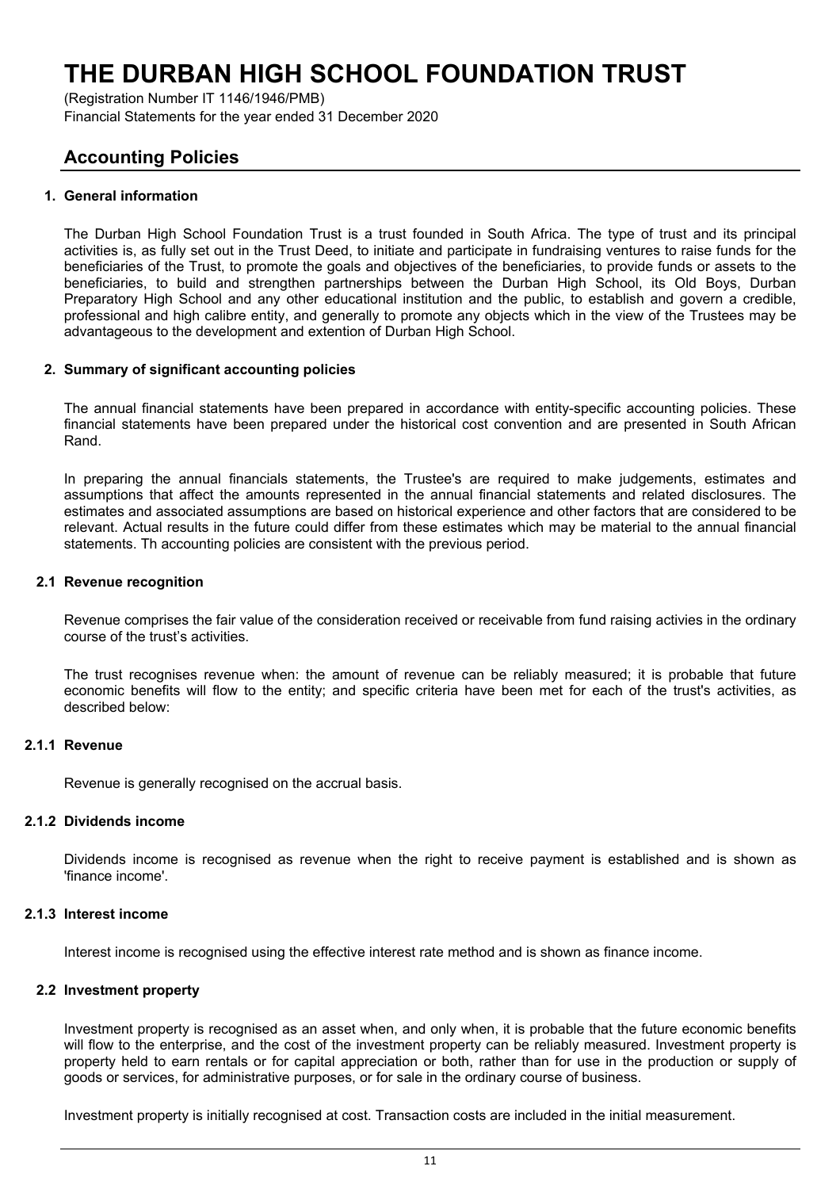# THE DURBAN HIGH SCHOOL FOUNDATION TRUST

(Registration Number IT 1146/1946/PMB)
Financial Statements for the year ended 31 December 2020

## Accounting Policies

### 1. General information

The Durban High School Foundation Trust is a trust founded in South Africa. The type of trust and its principal activities is, as fully set out in the Trust Deed, to initiate and participate in fundraising ventures to raise funds for the beneficiaries of the Trust, to promote the goals and objectives of the beneficiaries, to provide funds or assets to the beneficiaries, to build and strengthen partnerships between the Durban High School, its Old Boys, Durban Preparatory High School and any other educational institution and the public, to establish and govern a credible, professional and high calibre entity, and generally to promote any objects which in the view of the Trustees may be advantageous to the development and extention of Durban High School.

### 2. Summary of significant accounting policies

The annual financial statements have been prepared in accordance with entity-specific accounting policies. These financial statements have been prepared under the historical cost convention and are presented in South African Rand.

In preparing the annual financials statements, the Trustee's are required to make judgements, estimates and assumptions that affect the amounts represented in the annual financial statements and related disclosures. The estimates and associated assumptions are based on historical experience and other factors that are considered to be relevant. Actual results in the future could differ from these estimates which may be material to the annual financial statements. Th accounting policies are consistent with the previous period.

### 2.1 Revenue recognition

Revenue comprises the fair value of the consideration received or receivable from fund raising activies in the ordinary course of the trust's activities.

The trust recognises revenue when: the amount of revenue can be reliably measured; it is probable that future economic benefits will flow to the entity; and specific criteria have been met for each of the trust's activities, as described below:

### 2.1.1 Revenue

Revenue is generally recognised on the accrual basis.

### 2.1.2 Dividends income

Dividends income is recognised as revenue when the right to receive payment is established and is shown as 'finance income'.

### 2.1.3 Interest income

Interest income is recognised using the effective interest rate method and is shown as finance income.

### 2.2 Investment property

Investment property is recognised as an asset when, and only when, it is probable that the future economic benefits will flow to the enterprise, and the cost of the investment property can be reliably measured. Investment property is property held to earn rentals or for capital appreciation or both, rather than for use in the production or supply of goods or services, for administrative purposes, or for sale in the ordinary course of business.

Investment property is initially recognised at cost. Transaction costs are included in the initial measurement.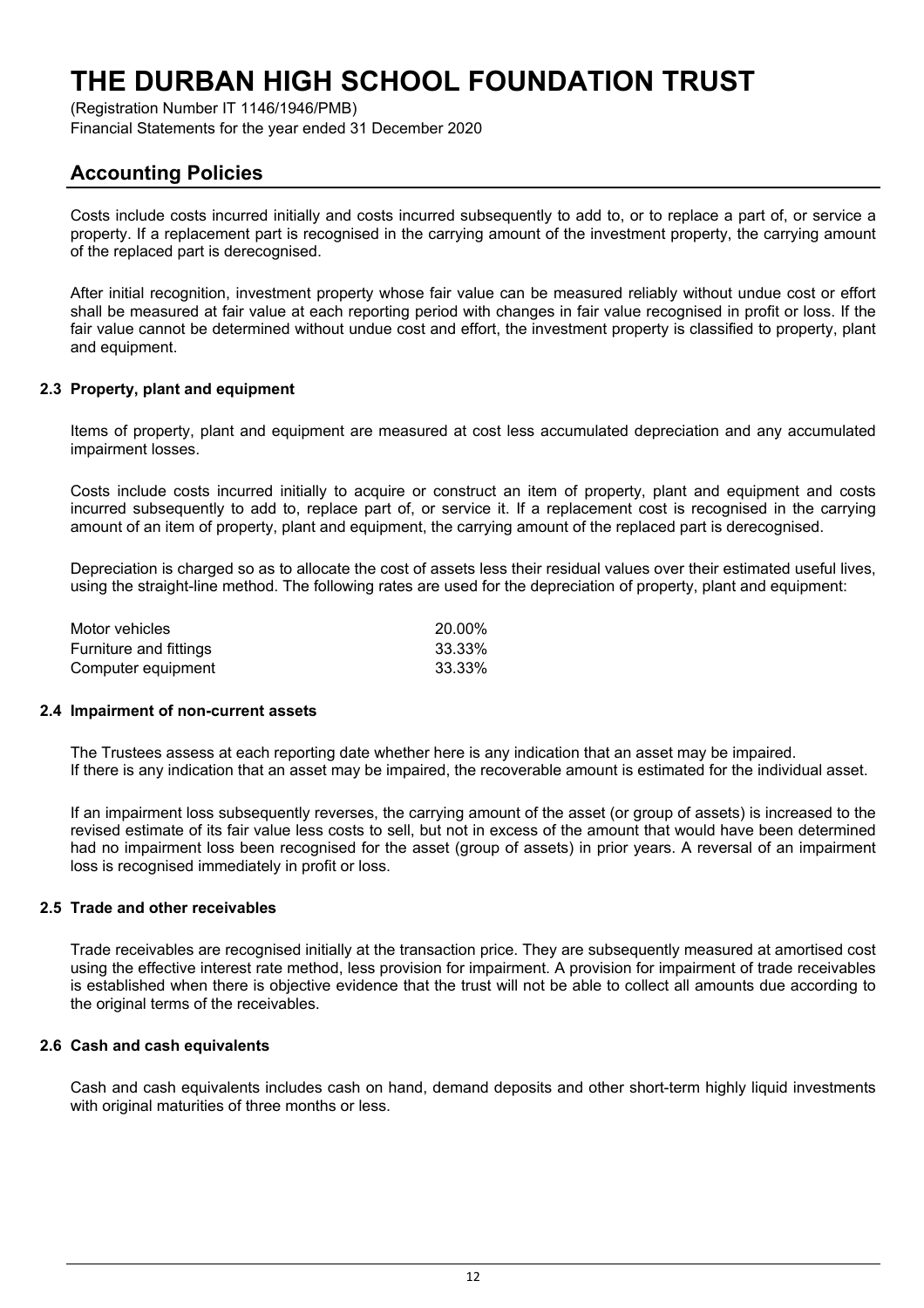# THE DURBAN HIGH SCHOOL FOUNDATION TRUST

(Registration Number IT 1146/1946/PMB)
Financial Statements for the year ended 31 December 2020

## Accounting Policies

Costs include costs incurred initially and costs incurred subsequently to add to, or to replace a part of, or service a property. If a replacement part is recognised in the carrying amount of the investment property, the carrying amount of the replaced part is derecognised.

After initial recognition, investment property whose fair value can be measured reliably without undue cost or effort shall be measured at fair value at each reporting period with changes in fair value recognised in profit or loss. If the fair value cannot be determined without undue cost and effort, the investment property is classified to property, plant and equipment.

### 2.3 Property, plant and equipment

Items of property, plant and equipment are measured at cost less accumulated depreciation and any accumulated impairment losses.

Costs include costs incurred initially to acquire or construct an item of property, plant and equipment and costs incurred subsequently to add to, replace part of, or service it. If a replacement cost is recognised in the carrying amount of an item of property, plant and equipment, the carrying amount of the replaced part is derecognised.

Depreciation is charged so as to allocate the cost of assets less their residual values over their estimated useful lives, using the straight-line method. The following rates are used for the depreciation of property, plant and equipment:

| | |
|---|---|
| Motor vehicles | 20.00% |
| Furniture and fittings | 33.33% |
| Computer equipment | 33.33% |

### 2.4 Impairment of non-current assets

The Trustees assess at each reporting date whether here is any indication that an asset may be impaired.
If there is any indication that an asset may be impaired, the recoverable amount is estimated for the individual asset.

If an impairment loss subsequently reverses, the carrying amount of the asset (or group of assets) is increased to the revised estimate of its fair value less costs to sell, but not in excess of the amount that would have been determined had no impairment loss been recognised for the asset (group of assets) in prior years. A reversal of an impairment loss is recognised immediately in profit or loss.

### 2.5 Trade and other receivables

Trade receivables are recognised initially at the transaction price. They are subsequently measured at amortised cost using the effective interest rate method, less provision for impairment. A provision for impairment of trade receivables is established when there is objective evidence that the trust will not be able to collect all amounts due according to the original terms of the receivables.

### 2.6 Cash and cash equivalents

Cash and cash equivalents includes cash on hand, demand deposits and other short-term highly liquid investments with original maturities of three months or less.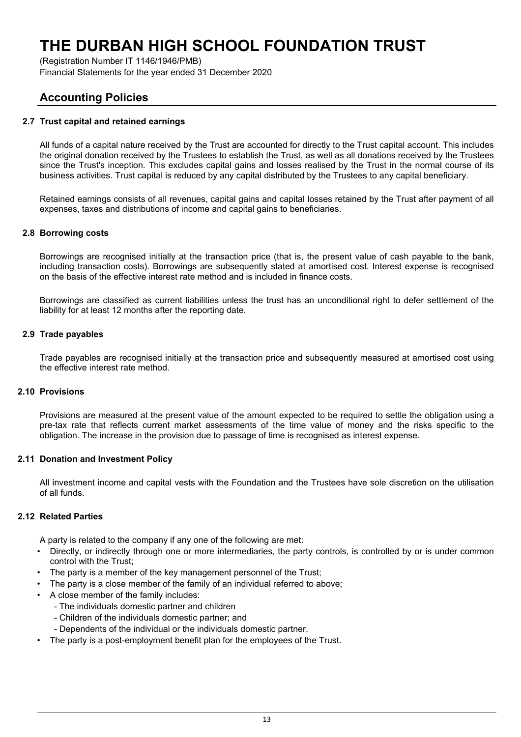# THE DURBAN HIGH SCHOOL FOUNDATION TRUST

(Registration Number IT 1146/1946/PMB)
Financial Statements for the year ended 31 December 2020

## Accounting Policies

### 2.7 Trust capital and retained earnings

All funds of a capital nature received by the Trust are accounted for directly to the Trust capital account. This includes the original donation received by the Trustees to establish the Trust, as well as all donations received by the Trustees since the Trust's inception. This excludes capital gains and losses realised by the Trust in the normal course of its business activities. Trust capital is reduced by any capital distributed by the Trustees to any capital beneficiary.

Retained earnings consists of all revenues, capital gains and capital losses retained by the Trust after payment of all expenses, taxes and distributions of income and capital gains to beneficiaries.

### 2.8 Borrowing costs

Borrowings are recognised initially at the transaction price (that is, the present value of cash payable to the bank, including transaction costs). Borrowings are subsequently stated at amortised cost. Interest expense is recognised on the basis of the effective interest rate method and is included in finance costs.

Borrowings are classified as current liabilities unless the trust has an unconditional right to defer settlement of the liability for at least 12 months after the reporting date.

### 2.9 Trade payables

Trade payables are recognised initially at the transaction price and subsequently measured at amortised cost using the effective interest rate method.

### 2.10 Provisions

Provisions are measured at the present value of the amount expected to be required to settle the obligation using a pre-tax rate that reflects current market assessments of the time value of money and the risks specific to the obligation. The increase in the provision due to passage of time is recognised as interest expense.

### 2.11 Donation and Investment Policy

All investment income and capital vests with the Foundation and the Trustees have sole discretion on the utilisation of all funds.

### 2.12 Related Parties

A party is related to the company if any one of the following are met:

- Directly, or indirectly through one or more intermediaries, the party controls, is controlled by or is under common control with the Trust;
- The party is a member of the key management personnel of the Trust;
- The party is a close member of the family of an individual referred to above;
- A close member of the family includes:
  - The individuals domestic partner and children
  - Children of the individuals domestic partner; and
  - Dependents of the individual or the individuals domestic partner.
- The party is a post-employment benefit plan for the employees of the Trust.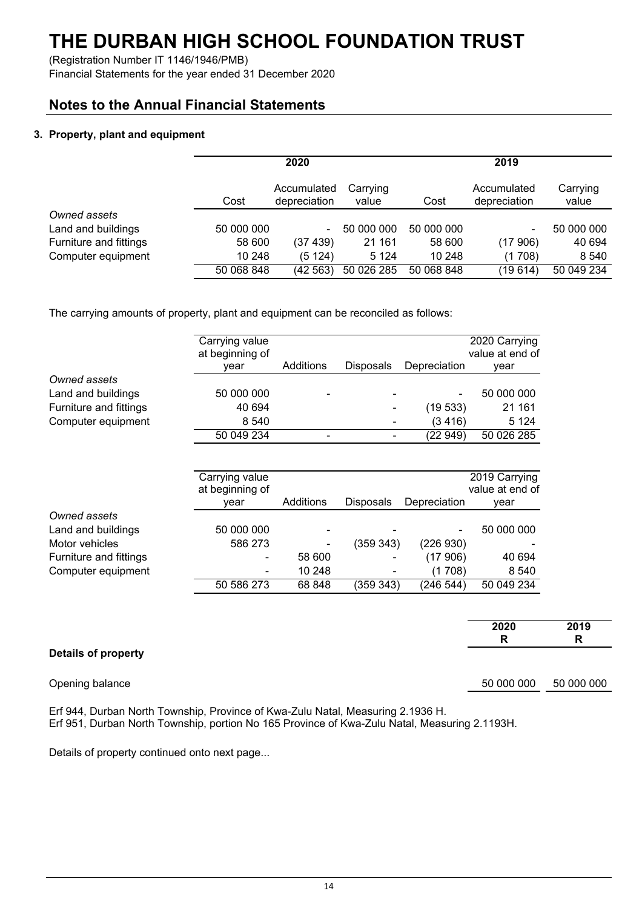# THE DURBAN HIGH SCHOOL FOUNDATION TRUST

(Registration Number IT 1146/1946/PMB)
Financial Statements for the year ended 31 December 2020

## Notes to the Annual Financial Statements

### 3. Property, plant and equipment

| | 2020 | | | 2019 | | |
|---|---|---|---|---|---|---|
| | Cost | Accumulated depreciation | Carrying value | Cost | Accumulated depreciation | Carrying value |
| *Owned assets* | | | | | | |
| Land and buildings | 50 000 000 | - | 50 000 000 | 50 000 000 | - | 50 000 000 |
| Furniture and fittings | 58 600 | (37 439) | 21 161 | 58 600 | (17 906) | 40 694 |
| Computer equipment | 10 248 | (5 124) | 5 124 | 10 248 | (1 708) | 8 540 |
| | 50 068 848 | (42 563) | 50 026 285 | 50 068 848 | (19 614) | 50 049 234 |

The carrying amounts of property, plant and equipment can be reconciled as follows:

| | Carrying value at beginning of year | Additions | Disposals | Depreciation | 2020 Carrying value at end of year |
|---|---|---|---|---|---|
| *Owned assets* | | | | | |
| Land and buildings | 50 000 000 | - | - | - | 50 000 000 |
| Furniture and fittings | 40 694 | | - | (19 533) | 21 161 |
| Computer equipment | 8 540 | | - | (3 416) | 5 124 |
| | 50 049 234 | - | - | (22 949) | 50 026 285 |

| | Carrying value at beginning of year | Additions | Disposals | Depreciation | 2019 Carrying value at end of year |
|---|---|---|---|---|---|
| *Owned assets* | | | | | |
| Land and buildings | 50 000 000 | - | - | - | 50 000 000 |
| Motor vehicles | 586 273 | - | (359 343) | (226 930) | - |
| Furniture and fittings | - | 58 600 | - | (17 906) | 40 694 |
| Computer equipment | - | 10 248 | - | (1 708) | 8 540 |
| | 50 586 273 | 68 848 | (359 343) | (246 544) | 50 049 234 |

| | 2020 R | 2019 R |
|---|---|---|
| **Details of property** | | |
| Opening balance | 50 000 000 | 50 000 000 |

Erf 944, Durban North Township, Province of Kwa-Zulu Natal, Measuring 2.1936 H.
Erf 951, Durban North Township, portion No 165 Province of Kwa-Zulu Natal, Measuring 2.1193H.

Details of property continued onto next page...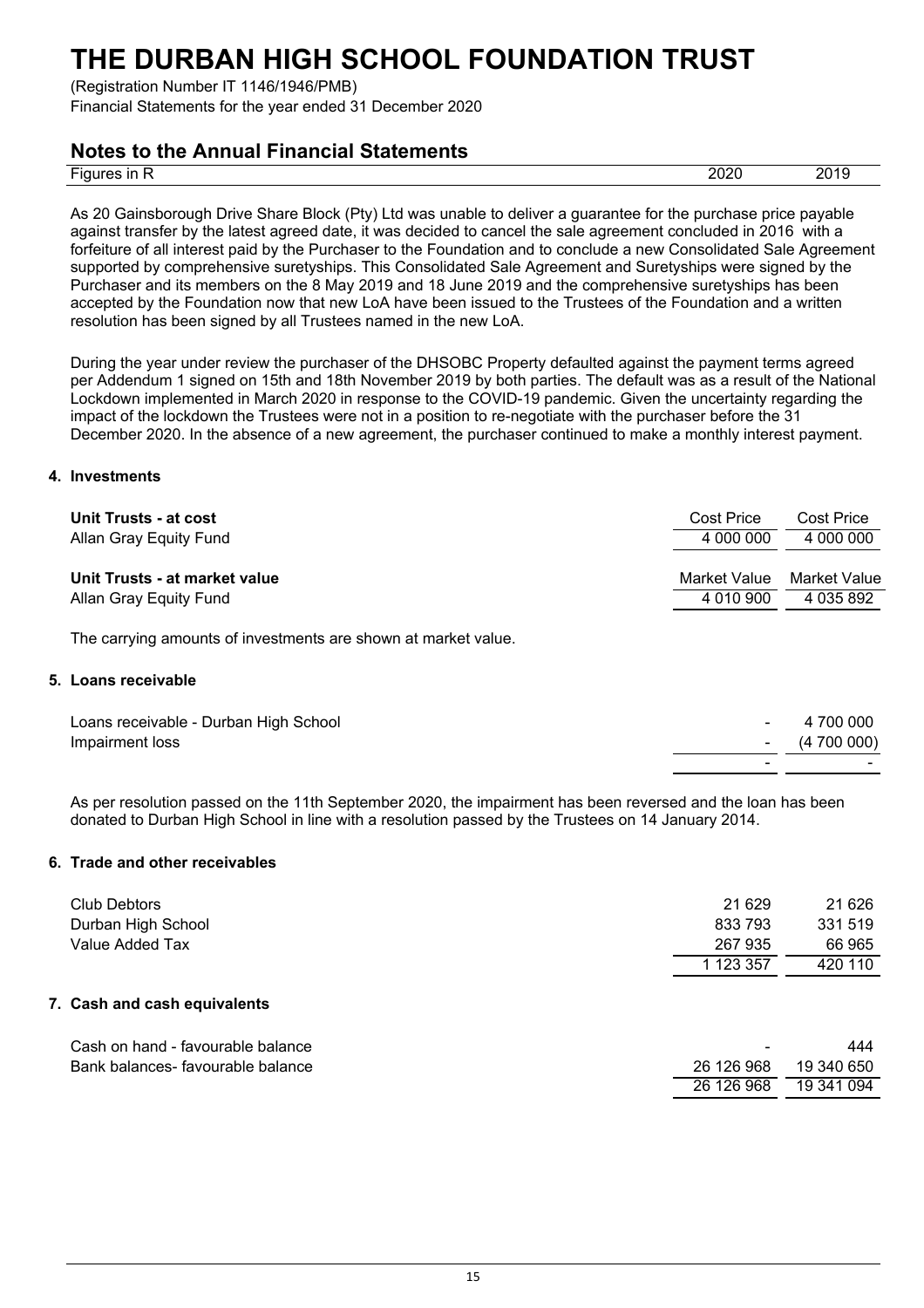# THE DURBAN HIGH SCHOOL FOUNDATION TRUST

(Registration Number IT 1146/1946/PMB)
Financial Statements for the year ended 31 December 2020

## Notes to the Annual Financial Statements

| Figures in R | 2020 | 2019 |
|---|---|---|

As 20 Gainsborough Drive Share Block (Pty) Ltd was unable to deliver a guarantee for the purchase price payable against transfer by the latest agreed date, it was decided to cancel the sale agreement concluded in 2016 with a forfeiture of all interest paid by the Purchaser to the Foundation and to conclude a new Consolidated Sale Agreement supported by comprehensive suretyships. This Consolidated Sale Agreement and Suretyships were signed by the Purchaser and its members on the 8 May 2019 and 18 June 2019 and the comprehensive suretyships has been accepted by the Foundation now that new LoA have been issued to the Trustees of the Foundation and a written resolution has been signed by all Trustees named in the new LoA.

During the year under review the purchaser of the DHSOBC Property defaulted against the payment terms agreed per Addendum 1 signed on 15th and 18th November 2019 by both parties. The default was as a result of the National Lockdown implemented in March 2020 in response to the COVID-19 pandemic. Given the uncertainty regarding the impact of the lockdown the Trustees were not in a position to re-negotiate with the purchaser before the 31 December 2020. In the absence of a new agreement, the purchaser continued to make a monthly interest payment.

### 4. Investments

| | 2020 | 2019 |
|---|---|---|
| **Unit Trusts - at cost** | Cost Price | Cost Price |
| Allan Gray Equity Fund | 4 000 000 | 4 000 000 |
| **Unit Trusts - at market value** | Market Value | Market Value |
| Allan Gray Equity Fund | 4 010 900 | 4 035 892 |

The carrying amounts of investments are shown at market value.

### 5. Loans receivable

| | 2020 | 2019 |
|---|---|---|
| Loans receivable - Durban High School | - | 4 700 000 |
| Impairment loss | - | (4 700 000) |
| | - | - |

As per resolution passed on the 11th September 2020, the impairment has been reversed and the loan has been donated to Durban High School in line with a resolution passed by the Trustees on 14 January 2014.

### 6. Trade and other receivables

| | 2020 | 2019 |
|---|---|---|
| Club Debtors | 21 629 | 21 626 |
| Durban High School | 833 793 | 331 519 |
| Value Added Tax | 267 935 | 66 965 |
| | 1 123 357 | 420 110 |

### 7. Cash and cash equivalents

| | 2020 | 2019 |
|---|---|---|
| Cash on hand - favourable balance | - | 444 |
| Bank balances- favourable balance | 26 126 968 | 19 340 650 |
| | 26 126 968 | 19 341 094 |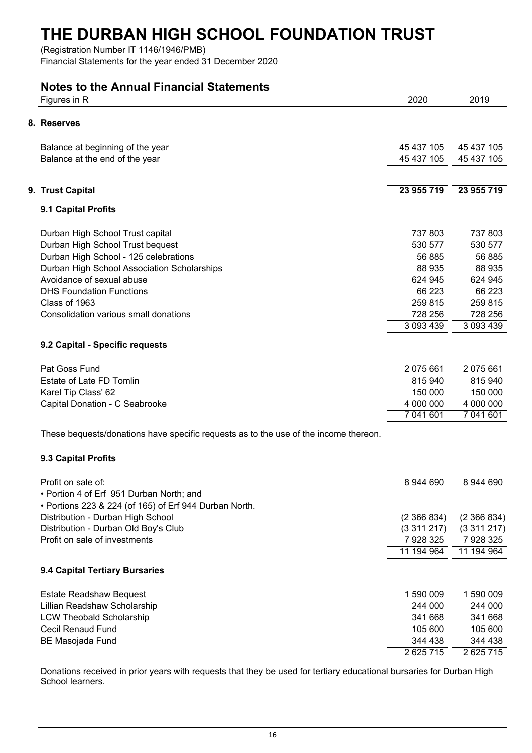# THE DURBAN HIGH SCHOOL FOUNDATION TRUST

(Registration Number IT 1146/1946/PMB)
Financial Statements for the year ended 31 December 2020

## Notes to the Annual Financial Statements

| Figures in R | 2020 | 2019 |
|---|---|---|
| **8. Reserves** | | |
| Balance at beginning of the year | 45 437 105 | 45 437 105 |
| Balance at the end of the year | 45 437 105 | 45 437 105 |
| **9. Trust Capital** | **23 955 719** | **23 955 719** |
| **9.1 Capital Profits** | | |
| Durban High School Trust capital | 737 803 | 737 803 |
| Durban High School Trust bequest | 530 577 | 530 577 |
| Durban High School - 125 celebrations | 56 885 | 56 885 |
| Durban High School Association Scholarships | 88 935 | 88 935 |
| Avoidance of sexual abuse | 624 945 | 624 945 |
| DHS Foundation Functions | 66 223 | 66 223 |
| Class of 1963 | 259 815 | 259 815 |
| Consolidation various small donations | 728 256 | 728 256 |
| | 3 093 439 | 3 093 439 |
| **9.2 Capital - Specific requests** | | |
| Pat Goss Fund | 2 075 661 | 2 075 661 |
| Estate of Late FD Tomlin | 815 940 | 815 940 |
| Karel Tip Class' 62 | 150 000 | 150 000 |
| Capital Donation - C Seabrooke | 4 000 000 | 4 000 000 |
| | 7 041 601 | 7 041 601 |

These bequests/donations have specific requests as to the use of the income thereon.

| Figures in R | 2020 | 2019 |
|---|---|---|
| **9.3 Capital Profits** | | |
| Profit on sale of:<br>• Portion 4 of Erf 951 Durban North; and<br>• Portions 223 & 224 (of 165) of Erf 944 Durban North. | 8 944 690 | 8 944 690 |
| Distribution - Durban High School | (2 366 834) | (2 366 834) |
| Distribution - Durban Old Boy's Club | (3 311 217) | (3 311 217) |
| Profit on sale of investments | 7 928 325 | 7 928 325 |
| | 11 194 964 | 11 194 964 |
| **9.4 Capital Tertiary Bursaries** | | |
| Estate Readshaw Bequest | 1 590 009 | 1 590 009 |
| Lillian Readshaw Scholarship | 244 000 | 244 000 |
| LCW Theobald Scholarship | 341 668 | 341 668 |
| Cecil Renaud Fund | 105 600 | 105 600 |
| BE Masojada Fund | 344 438 | 344 438 |
| | 2 625 715 | 2 625 715 |

Donations received in prior years with requests that they be used for tertiary educational bursaries for Durban High School learners.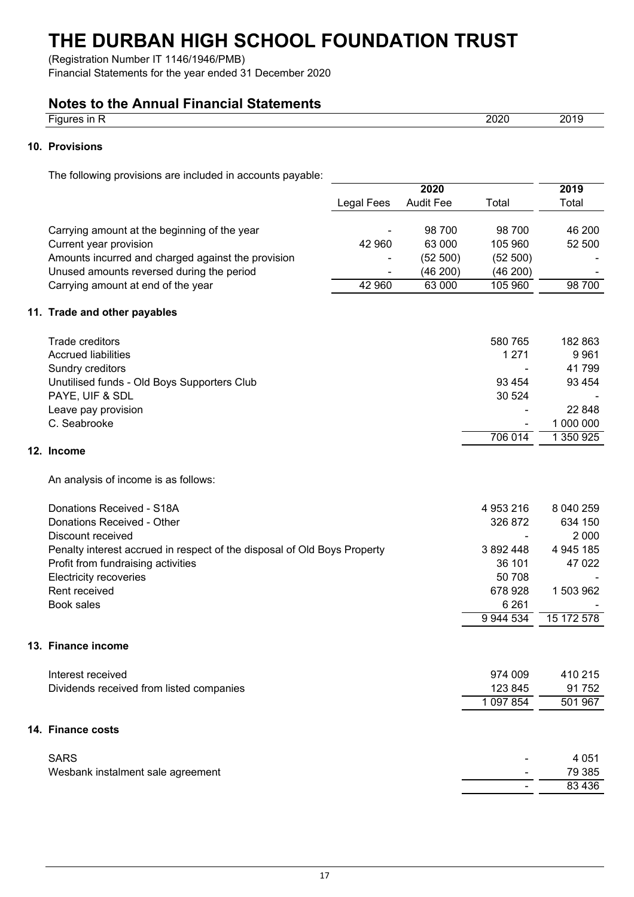# THE DURBAN HIGH SCHOOL FOUNDATION TRUST

(Registration Number IT 1146/1946/PMB)
Financial Statements for the year ended 31 December 2020

## Notes to the Annual Financial Statements

| Figures in R | 2020 | 2019 |
|---|---|---|

### 10. Provisions

The following provisions are included in accounts payable:

| | 2020 | | | 2019 |
|---|---|---|---|---|
| | Legal Fees | Audit Fee | Total | Total |
| Carrying amount at the beginning of the year | - | 98 700 | 98 700 | 46 200 |
| Current year provision | 42 960 | 63 000 | 105 960 | 52 500 |
| Amounts incurred and charged against the provision | - | (52 500) | (52 500) | - |
| Unused amounts reversed during the period | - | (46 200) | (46 200) | - |
| Carrying amount at end of the year | 42 960 | 63 000 | 105 960 | 98 700 |

### 11. Trade and other payables

| | 2020 | 2019 |
|---|---|---|
| Trade creditors | 580 765 | 182 863 |
| Accrued liabilities | 1 271 | 9 961 |
| Sundry creditors | - | 41 799 |
| Unutilised funds - Old Boys Supporters Club | 93 454 | 93 454 |
| PAYE, UIF & SDL | 30 524 | - |
| Leave pay provision | - | 22 848 |
| C. Seabrooke | - | 1 000 000 |
| | 706 014 | 1 350 925 |

### 12. Income

An analysis of income is as follows:

| | 2020 | 2019 |
|---|---|---|
| Donations Received - S18A | 4 953 216 | 8 040 259 |
| Donations Received - Other | 326 872 | 634 150 |
| Discount received | - | 2 000 |
| Penalty interest accrued in respect of the disposal of Old Boys Property | 3 892 448 | 4 945 185 |
| Profit from fundraising activities | 36 101 | 47 022 |
| Electricity recoveries | 50 708 | - |
| Rent received | 678 928 | 1 503 962 |
| Book sales | 6 261 | - |
| | 9 944 534 | 15 172 578 |

### 13. Finance income

| | 2020 | 2019 |
|---|---|---|
| Interest received | 974 009 | 410 215 |
| Dividends received from listed companies | 123 845 | 91 752 |
| | 1 097 854 | 501 967 |

### 14. Finance costs

| | 2020 | 2019 |
|---|---|---|
| SARS | - | 4 051 |
| Wesbank instalment sale agreement | - | 79 385 |
| | - | 83 436 |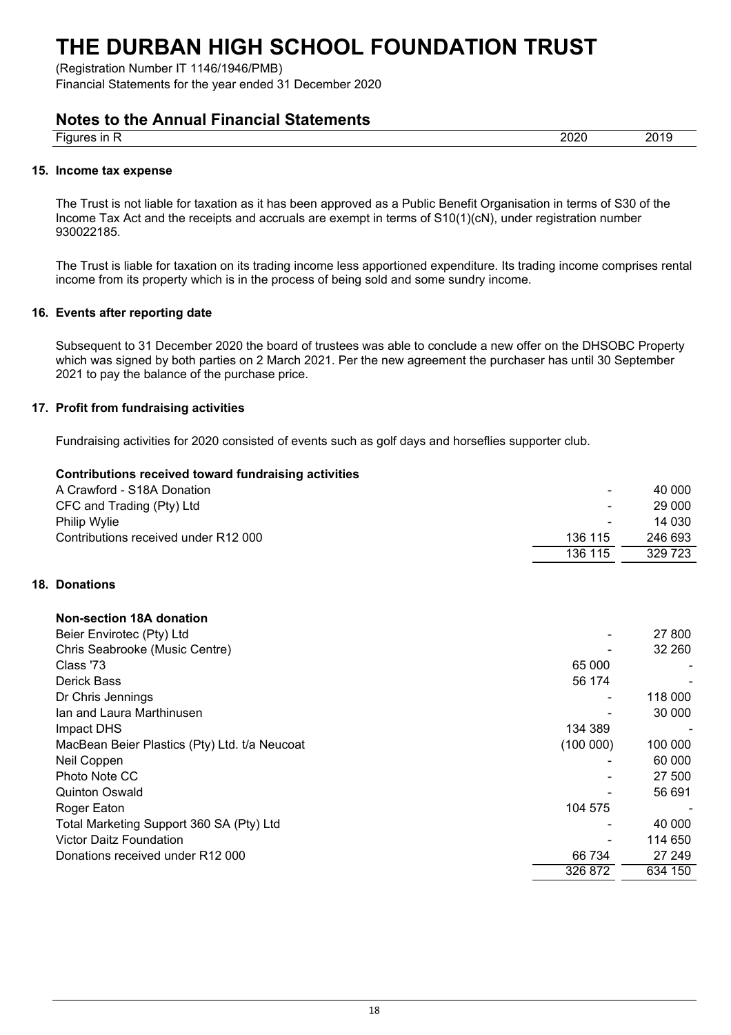# THE DURBAN HIGH SCHOOL FOUNDATION TRUST

(Registration Number IT 1146/1946/PMB)
Financial Statements for the year ended 31 December 2020

## Notes to the Annual Financial Statements

| Figures in R | 2020 | 2019 |
|---|---|---|

### 15. Income tax expense

The Trust is not liable for taxation as it has been approved as a Public Benefit Organisation in terms of S30 of the Income Tax Act and the receipts and accruals are exempt in terms of S10(1)(cN), under registration number 930022185.

The Trust is liable for taxation on its trading income less apportioned expenditure. Its trading income comprises rental income from its property which is in the process of being sold and some sundry income.

### 16. Events after reporting date

Subsequent to 31 December 2020 the board of trustees was able to conclude a new offer on the DHSOBC Property which was signed by both parties on 2 March 2021. Per the new agreement the purchaser has until 30 September 2021 to pay the balance of the purchase price.

### 17. Profit from fundraising activities

Fundraising activities for 2020 consisted of events such as golf days and horseflies supporter club.

| **Contributions received toward fundraising activities** | 2020 | 2019 |
|---|---|---|
| A Crawford - S18A Donation | - | 40 000 |
| CFC and Trading (Pty) Ltd | - | 29 000 |
| Philip Wylie | - | 14 030 |
| Contributions received under R12 000 | 136 115 | 246 693 |
| | 136 115 | 329 723 |

### 18. Donations

| **Non-section 18A donation** | 2020 | 2019 |
|---|---|---|
| Beier Envirotec (Pty) Ltd | - | 27 800 |
| Chris Seabrooke (Music Centre) | - | 32 260 |
| Class '73 | 65 000 | - |
| Derick Bass | 56 174 | - |
| Dr Chris Jennings | - | 118 000 |
| Ian and Laura Marthinusen | - | 30 000 |
| Impact DHS | 134 389 | - |
| MacBean Beier Plastics (Pty) Ltd. t/a Neucoat | (100 000) | 100 000 |
| Neil Coppen | - | 60 000 |
| Photo Note CC | - | 27 500 |
| Quinton Oswald | - | 56 691 |
| Roger Eaton | 104 575 | - |
| Total Marketing Support 360 SA (Pty) Ltd | - | 40 000 |
| Victor Daitz Foundation | - | 114 650 |
| Donations received under R12 000 | 66 734 | 27 249 |
| | 326 872 | 634 150 |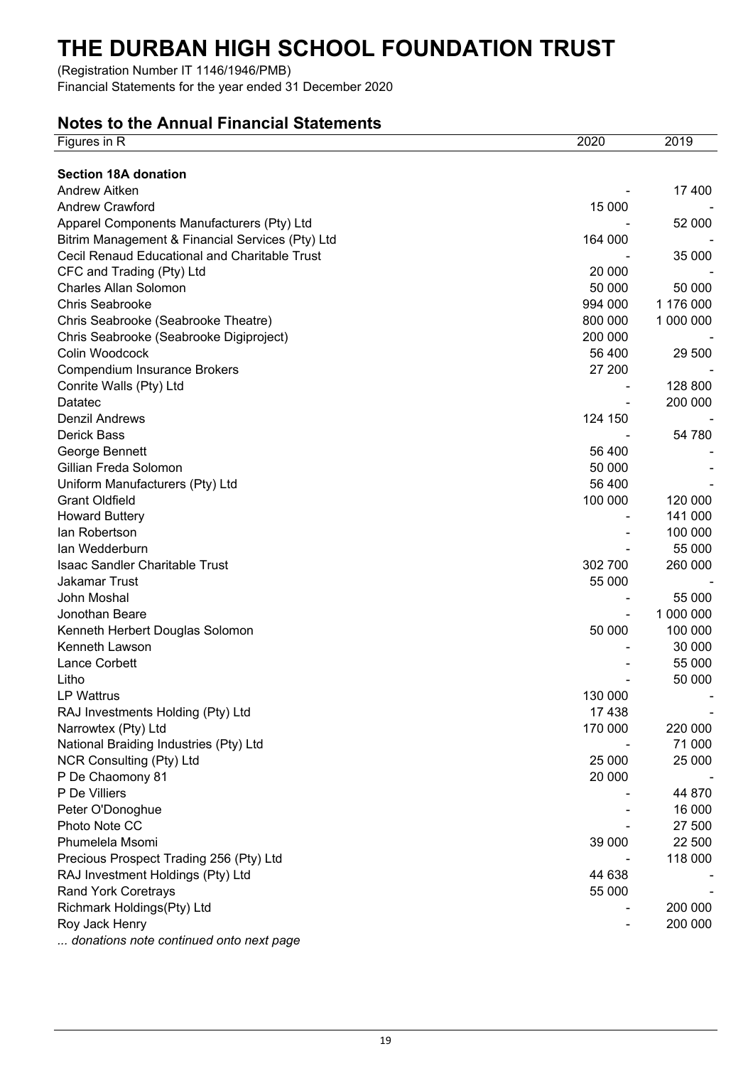# THE DURBAN HIGH SCHOOL FOUNDATION TRUST

(Registration Number IT 1146/1946/PMB)
Financial Statements for the year ended 31 December 2020

## Notes to the Annual Financial Statements

| Figures in R | 2020 | 2019 |
|---|---|---|
| **Section 18A donation** | | |
| Andrew Aitken | - | 17 400 |
| Andrew Crawford | 15 000 | - |
| Apparel Components Manufacturers (Pty) Ltd | - | 52 000 |
| Bitrim Management & Financial Services (Pty) Ltd | 164 000 | - |
| Cecil Renaud Educational and Charitable Trust | - | 35 000 |
| CFC and Trading (Pty) Ltd | 20 000 | - |
| Charles Allan Solomon | 50 000 | 50 000 |
| Chris Seabrooke | 994 000 | 1 176 000 |
| Chris Seabrooke (Seabrooke Theatre) | 800 000 | 1 000 000 |
| Chris Seabrooke (Seabrooke Digiproject) | 200 000 | - |
| Colin Woodcock | 56 400 | 29 500 |
| Compendium Insurance Brokers | 27 200 | - |
| Conrite Walls (Pty) Ltd | - | 128 800 |
| Datatec | - | 200 000 |
| Denzil Andrews | 124 150 | - |
| Derick Bass | - | 54 780 |
| George Bennett | 56 400 | - |
| Gillian Freda Solomon | 50 000 | - |
| Uniform Manufacturers (Pty) Ltd | 56 400 | - |
| Grant Oldfield | 100 000 | 120 000 |
| Howard Buttery | - | 141 000 |
| Ian Robertson | - | 100 000 |
| Ian Wedderburn | - | 55 000 |
| Isaac Sandler Charitable Trust | 302 700 | 260 000 |
| Jakamar Trust | 55 000 | - |
| John Moshal | - | 55 000 |
| Jonothan Beare | - | 1 000 000 |
| Kenneth Herbert Douglas Solomon | 50 000 | 100 000 |
| Kenneth Lawson | - | 30 000 |
| Lance Corbett | - | 55 000 |
| Litho | - | 50 000 |
| LP Wattrus | 130 000 | - |
| RAJ Investments Holding (Pty) Ltd | 17 438 | - |
| Narrowtex (Pty) Ltd | 170 000 | 220 000 |
| National Braiding Industries (Pty) Ltd | - | 71 000 |
| NCR Consulting (Pty) Ltd | 25 000 | 25 000 |
| P De Chaomony 81 | 20 000 | - |
| P De Villiers | - | 44 870 |
| Peter O'Donoghue | - | 16 000 |
| Photo Note CC | - | 27 500 |
| Phumelela Msomi | 39 000 | 22 500 |
| Precious Prospect Trading 256 (Pty) Ltd | - | 118 000 |
| RAJ Investment Holdings (Pty) Ltd | 44 638 | - |
| Rand York Coretrays | 55 000 | - |
| Richmark Holdings(Pty) Ltd | - | 200 000 |
| Roy Jack Henry | - | 200 000 |

*... donations note continued onto next page*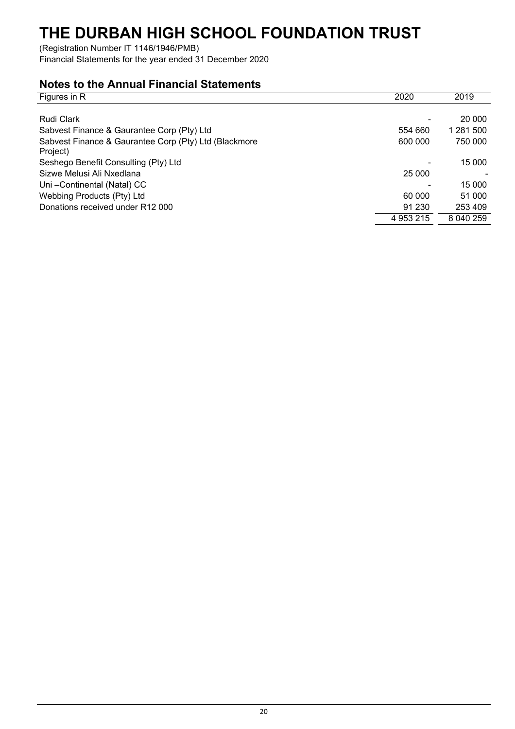# THE DURBAN HIGH SCHOOL FOUNDATION TRUST

(Registration Number IT 1146/1946/PMB)
Financial Statements for the year ended 31 December 2020

## Notes to the Annual Financial Statements

| Figures in R | 2020 | 2019 |
|---|---|---|
| Rudi Clark | - | 20 000 |
| Sabvest Finance & Gaurantee Corp (Pty) Ltd | 554 660 | 1 281 500 |
| Sabvest Finance & Gaurantee Corp (Pty) Ltd (Blackmore Project) | 600 000 | 750 000 |
| Seshego Benefit Consulting (Pty) Ltd | - | 15 000 |
| Sizwe Melusi Ali Nxedlana | 25 000 | - |
| Uni –Continental (Natal) CC | - | 15 000 |
| Webbing Products (Pty) Ltd | 60 000 | 51 000 |
| Donations received under R12 000 | 91 230 | 253 409 |
| | 4 953 215 | 8 040 259 |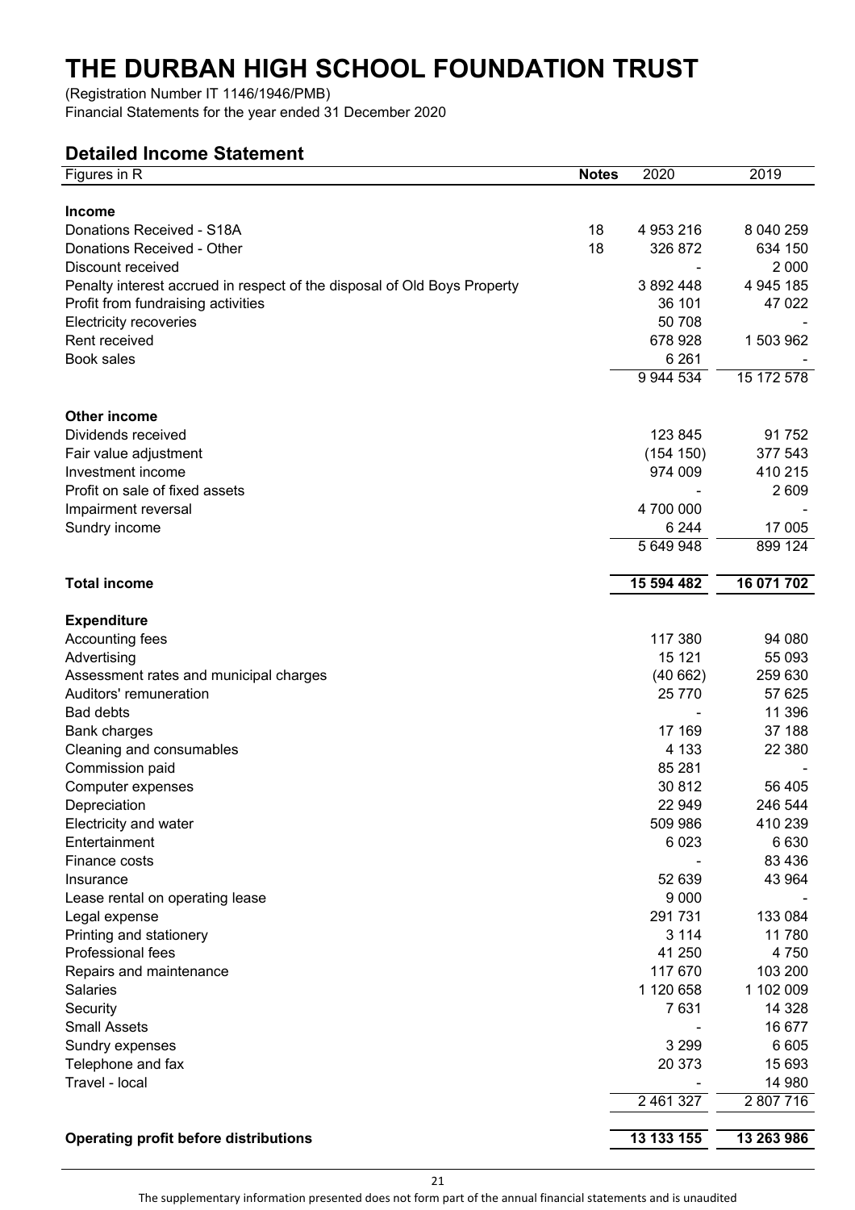# THE DURBAN HIGH SCHOOL FOUNDATION TRUST

(Registration Number IT 1146/1946/PMB)
Financial Statements for the year ended 31 December 2020

## Detailed Income Statement

| Figures in R | Notes | 2020 | 2019 |
|---|---|---|---|
| **Income** | | | |
| Donations Received - S18A | 18 | 4 953 216 | 8 040 259 |
| Donations Received - Other | 18 | 326 872 | 634 150 |
| Discount received | | - | 2 000 |
| Penalty interest accrued in respect of the disposal of Old Boys Property | | 3 892 448 | 4 945 185 |
| Profit from fundraising activities | | 36 101 | 47 022 |
| Electricity recoveries | | 50 708 | - |
| Rent received | | 678 928 | 1 503 962 |
| Book sales | | 6 261 | - |
| | | 9 944 534 | 15 172 578 |
| **Other income** | | | |
| Dividends received | | 123 845 | 91 752 |
| Fair value adjustment | | (154 150) | 377 543 |
| Investment income | | 974 009 | 410 215 |
| Profit on sale of fixed assets | | - | 2 609 |
| Impairment reversal | | 4 700 000 | - |
| Sundry income | | 6 244 | 17 005 |
| | | 5 649 948 | 899 124 |
| **Total income** | | **15 594 482** | **16 071 702** |
| **Expenditure** | | | |
| Accounting fees | | 117 380 | 94 080 |
| Advertising | | 15 121 | 55 093 |
| Assessment rates and municipal charges | | (40 662) | 259 630 |
| Auditors' remuneration | | 25 770 | 57 625 |
| Bad debts | | - | 11 396 |
| Bank charges | | 17 169 | 37 188 |
| Cleaning and consumables | | 4 133 | 22 380 |
| Commission paid | | 85 281 | - |
| Computer expenses | | 30 812 | 56 405 |
| Depreciation | | 22 949 | 246 544 |
| Electricity and water | | 509 986 | 410 239 |
| Entertainment | | 6 023 | 6 630 |
| Finance costs | | - | 83 436 |
| Insurance | | 52 639 | 43 964 |
| Lease rental on operating lease | | 9 000 | - |
| Legal expense | | 291 731 | 133 084 |
| Printing and stationery | | 3 114 | 11 780 |
| Professional fees | | 41 250 | 4 750 |
| Repairs and maintenance | | 117 670 | 103 200 |
| Salaries | | 1 120 658 | 1 102 009 |
| Security | | 7 631 | 14 328 |
| Small Assets | | - | 16 677 |
| Sundry expenses | | 3 299 | 6 605 |
| Telephone and fax | | 20 373 | 15 693 |
| Travel - local | | - | 14 980 |
| | | 2 461 327 | 2 807 716 |
| **Operating profit before distributions** | | **13 133 155** | **13 263 986** |

The supplementary information presented does not form part of the annual financial statements and is unaudited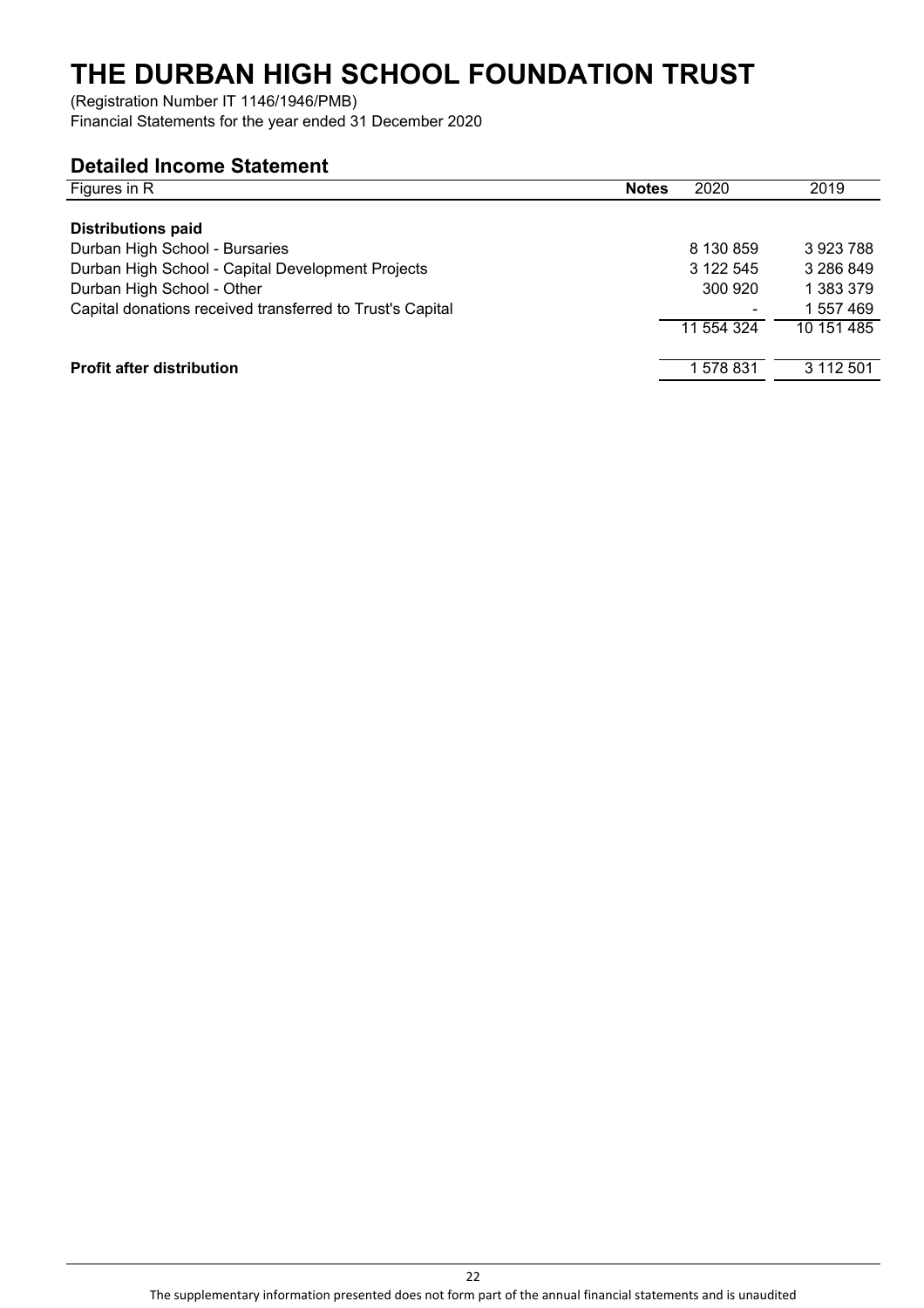# THE DURBAN HIGH SCHOOL FOUNDATION TRUST

(Registration Number IT 1146/1946/PMB)
Financial Statements for the year ended 31 December 2020

## Detailed Income Statement

| Figures in R | Notes | 2020 | 2019 |
|---|---|---|---|
| **Distributions paid** | | | |
| Durban High School - Bursaries | | 8 130 859 | 3 923 788 |
| Durban High School - Capital Development Projects | | 3 122 545 | 3 286 849 |
| Durban High School - Other | | 300 920 | 1 383 379 |
| Capital donations received transferred to Trust's Capital | | - | 1 557 469 |
| | | 11 554 324 | 10 151 485 |
| **Profit after distribution** | | 1 578 831 | 3 112 501 |

The supplementary information presented does not form part of the annual financial statements and is unaudited